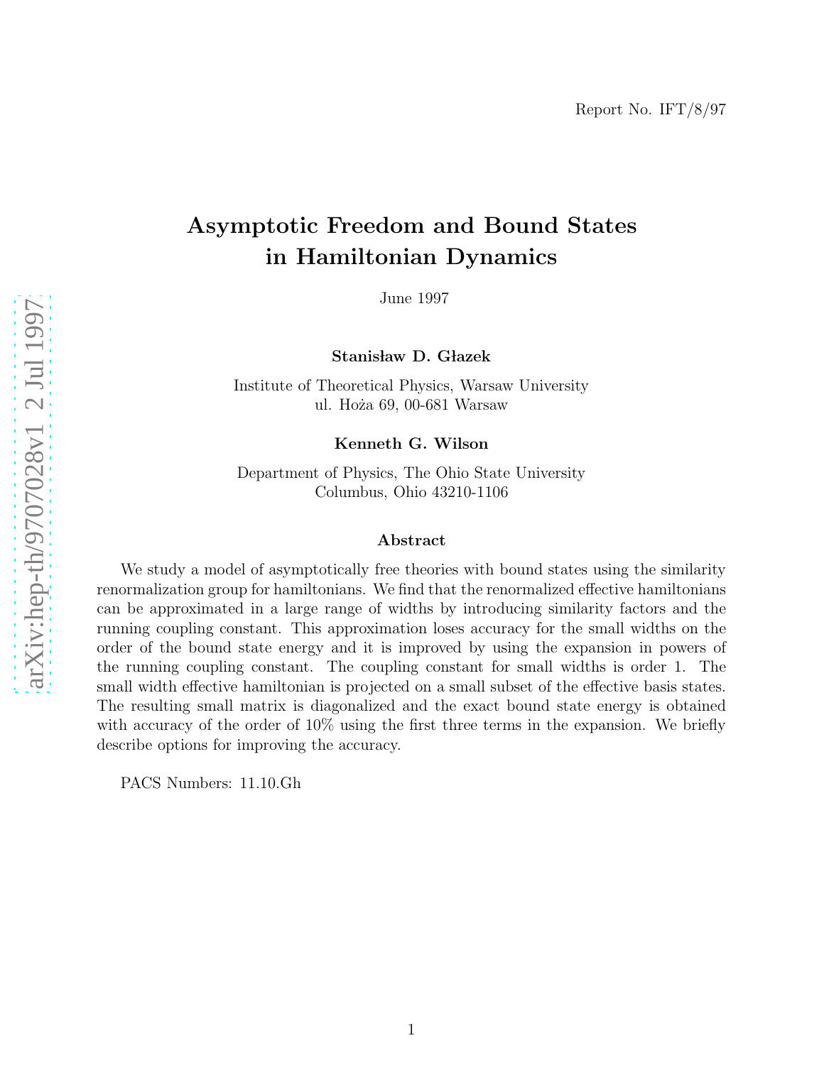Report No. IFT/8/97

# Asymptotic Freedom and Bound States in Hamiltonian Dynamics

June 1997

**Stanisław D. Głazek**

Institute of Theoretical Physics, Warsaw University
ul. Hoża 69, 00-681 Warsaw

**Kenneth G. Wilson**

Department of Physics, The Ohio State University
Columbus, Ohio 43210-1106

## Abstract

We study a model of asymptotically free theories with bound states using the similarity renormalization group for hamiltonians. We find that the renormalized effective hamiltonians can be approximated in a large range of widths by introducing similarity factors and the running coupling constant. This approximation loses accuracy for the small widths on the order of the bound state energy and it is improved by using the expansion in powers of the running coupling constant. The coupling constant for small widths is order 1. The small width effective hamiltonian is projected on a small subset of the effective basis states. The resulting small matrix is diagonalized and the exact bound state energy is obtained with accuracy of the order of 10% using the first three terms in the expansion. We briefly describe options for improving the accuracy.

PACS Numbers: 11.10.Gh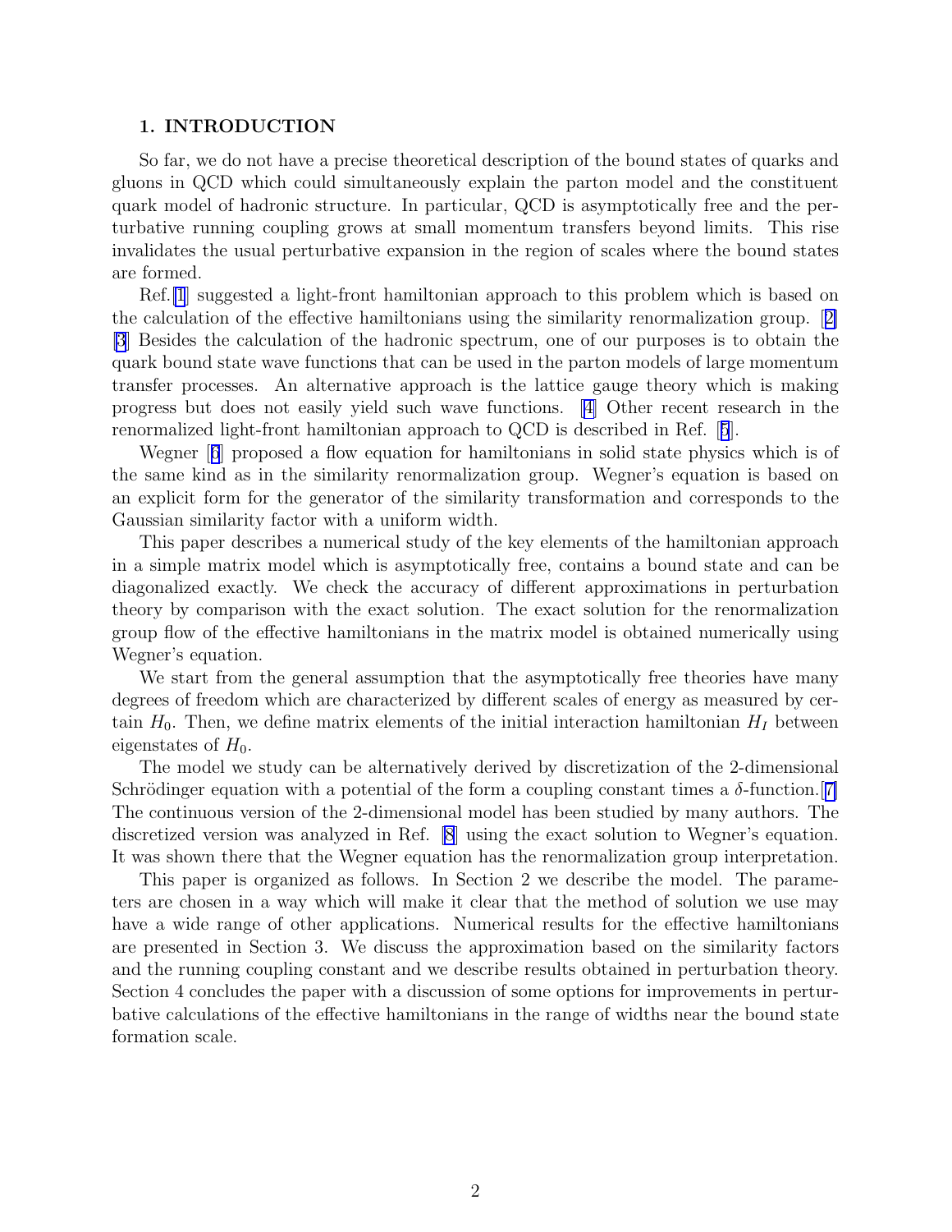## 1. INTRODUCTION

So far, we do not have a precise theoretical description of the bound states of quarks and gluons in QCD which could simultaneously explain the parton model and the constituent quark model of hadronic structure. In particular, QCD is asymptotically free and the perturbative running coupling grows at small momentum transfers beyond limits. This rise invalidates the usual perturbative expansion in the region of scales where the bound states are formed.

Ref.[1] suggested a light-front hamiltonian approach to this problem which is based on the calculation of the effective hamiltonians using the similarity renormalization group. [2] [3] Besides the calculation of the hadronic spectrum, one of our purposes is to obtain the quark bound state wave functions that can be used in the parton models of large momentum transfer processes. An alternative approach is the lattice gauge theory which is making progress but does not easily yield such wave functions. [4] Other recent research in the renormalized light-front hamiltonian approach to QCD is described in Ref. [5].

Wegner [6] proposed a flow equation for hamiltonians in solid state physics which is of the same kind as in the similarity renormalization group. Wegner's equation is based on an explicit form for the generator of the similarity transformation and corresponds to the Gaussian similarity factor with a uniform width.

This paper describes a numerical study of the key elements of the hamiltonian approach in a simple matrix model which is asymptotically free, contains a bound state and can be diagonalized exactly. We check the accuracy of different approximations in perturbation theory by comparison with the exact solution. The exact solution for the renormalization group flow of the effective hamiltonians in the matrix model is obtained numerically using Wegner's equation.

We start from the general assumption that the asymptotically free theories have many degrees of freedom which are characterized by different scales of energy as measured by certain $H_0$. Then, we define matrix elements of the initial interaction hamiltonian $H_I$ between eigenstates of $H_0$.

The model we study can be alternatively derived by discretization of the 2-dimensional Schrödinger equation with a potential of the form a coupling constant times a $\delta$-function.[7] The continuous version of the 2-dimensional model has been studied by many authors. The discretized version was analyzed in Ref. [8] using the exact solution to Wegner's equation. It was shown there that the Wegner equation has the renormalization group interpretation.

This paper is organized as follows. In Section 2 we describe the model. The parameters are chosen in a way which will make it clear that the method of solution we use may have a wide range of other applications. Numerical results for the effective hamiltonians are presented in Section 3. We discuss the approximation based on the similarity factors and the running coupling constant and we describe results obtained in perturbation theory. Section 4 concludes the paper with a discussion of some options for improvements in perturbative calculations of the effective hamiltonians in the range of widths near the bound state formation scale.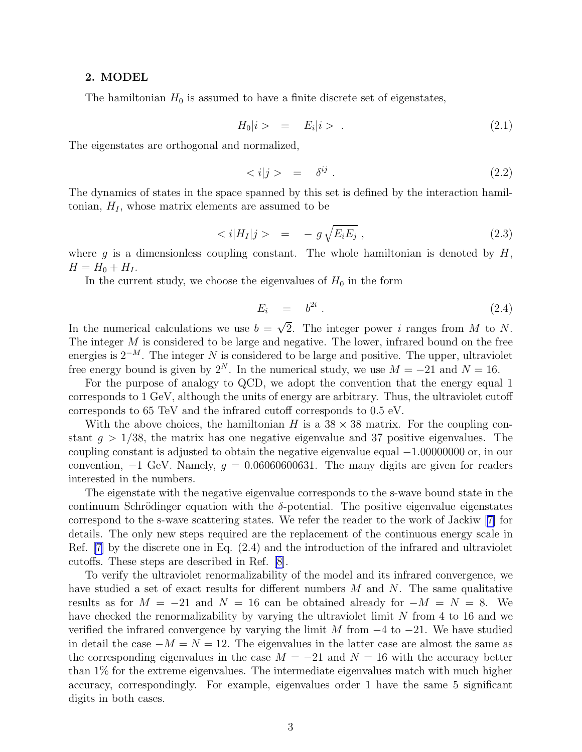## 2. MODEL

The hamiltonian $H_0$ is assumed to have a finite discrete set of eigenstates,

$$H_0|i> \quad = \quad E_i|i> \ . \tag{2.1}$$

The eigenstates are orthogonal and normalized,

$$<i|j> \quad = \quad \delta^{ij} \ . \tag{2.2}$$

The dynamics of states in the space spanned by this set is defined by the interaction hamiltonian, $H_I$, whose matrix elements are assumed to be

$$<i|H_I|j> \quad = \quad -\, g\sqrt{E_i E_j} \ , \tag{2.3}$$

where $g$ is a dimensionless coupling constant. The whole hamiltonian is denoted by $H$, $H = H_0 + H_I$.

In the current study, we choose the eigenvalues of $H_0$ in the form

$$E_i \quad = \quad b^{2i} \ . \tag{2.4}$$

In the numerical calculations we use $b = \sqrt{2}$. The integer power $i$ ranges from $M$ to $N$. The integer $M$ is considered to be large and negative. The lower, infrared bound on the free energies is $2^{-M}$. The integer $N$ is considered to be large and positive. The upper, ultraviolet free energy bound is given by $2^N$. In the numerical study, we use $M = -21$ and $N = 16$.

For the purpose of analogy to QCD, we adopt the convention that the energy equal 1 corresponds to 1 GeV, although the units of energy are arbitrary. Thus, the ultraviolet cutoff corresponds to 65 TeV and the infrared cutoff corresponds to 0.5 eV.

With the above choices, the hamiltonian $H$ is a $38 \times 38$ matrix. For the coupling constant $g > 1/38$, the matrix has one negative eigenvalue and 37 positive eigenvalues. The coupling constant is adjusted to obtain the negative eigenvalue equal $-1.00000000$ or, in our convention, $-1$ GeV. Namely, $g = 0.06060600631$. The many digits are given for readers interested in the numbers.

The eigenstate with the negative eigenvalue corresponds to the s-wave bound state in the continuum Schrödinger equation with the $\delta$-potential. The positive eigenvalue eigenstates correspond to the s-wave scattering states. We refer the reader to the work of Jackiw [7] for details. The only new steps required are the replacement of the continuous energy scale in Ref. [7] by the discrete one in Eq. (2.4) and the introduction of the infrared and ultraviolet cutoffs. These steps are described in Ref. [8].

To verify the ultraviolet renormalizability of the model and its infrared convergence, we have studied a set of exact results for different numbers $M$ and $N$. The same qualitative results as for $M = -21$ and $N = 16$ can be obtained already for $-M = N = 8$. We have checked the renormalizability by varying the ultraviolet limit $N$ from 4 to 16 and we verified the infrared convergence by varying the limit $M$ from $-4$ to $-21$. We have studied in detail the case $-M = N = 12$. The eigenvalues in the latter case are almost the same as the corresponding eigenvalues in the case $M = -21$ and $N = 16$ with the accuracy better than 1% for the extreme eigenvalues. The intermediate eigenvalues match with much higher accuracy, correspondingly. For example, eigenvalues order 1 have the same 5 significant digits in both cases.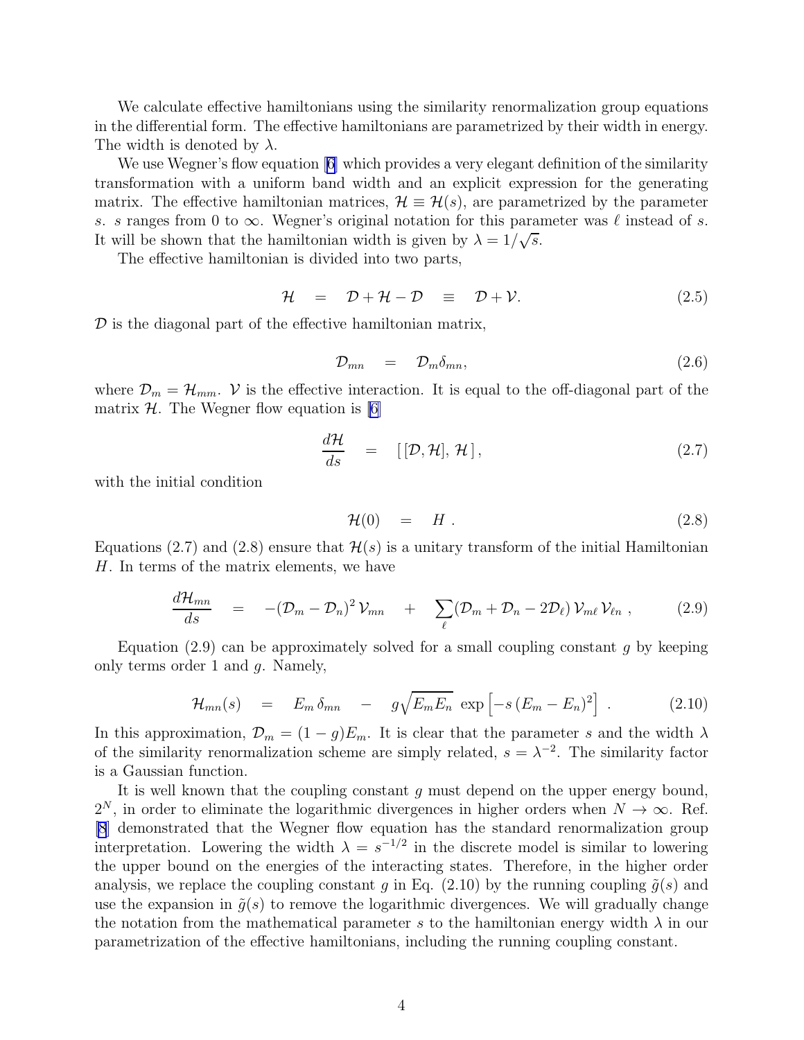We calculate effective hamiltonians using the similarity renormalization group equations in the differential form. The effective hamiltonians are parametrized by their width in energy. The width is denoted by $\lambda$.

We use Wegner's flow equation [6] which provides a very elegant definition of the similarity transformation with a uniform band width and an explicit expression for the generating matrix. The effective hamiltonian matrices, $\mathcal{H} \equiv \mathcal{H}(s)$, are parametrized by the parameter $s$. $s$ ranges from 0 to $\infty$. Wegner's original notation for this parameter was $\ell$ instead of $s$. It will be shown that the hamiltonian width is given by $\lambda = 1/\sqrt{s}$.

The effective hamiltonian is divided into two parts,

$$\mathcal{H} \quad = \quad \mathcal{D} + \mathcal{H} - \mathcal{D} \quad \equiv \quad \mathcal{D} + \mathcal{V}. \tag{2.5}$$

$\mathcal{D}$ is the diagonal part of the effective hamiltonian matrix,

$$\mathcal{D}_{mn} \quad = \quad \mathcal{D}_m \delta_{mn}, \tag{2.6}$$

where $\mathcal{D}_m = \mathcal{H}_{mm}$. $\mathcal{V}$ is the effective interaction. It is equal to the off-diagonal part of the matrix $\mathcal{H}$. The Wegner flow equation is [6]

$$\frac{d\mathcal{H}}{ds} \quad = \quad [\,[\mathcal{D}, \mathcal{H}],\, \mathcal{H}\,], \tag{2.7}$$

with the initial condition

$$\mathcal{H}(0) \quad = \quad H\ . \tag{2.8}$$

Equations (2.7) and (2.8) ensure that $\mathcal{H}(s)$ is a unitary transform of the initial Hamiltonian $H$. In terms of the matrix elements, we have

$$\frac{d\mathcal{H}_{mn}}{ds} \quad = \quad -(\mathcal{D}_m - \mathcal{D}_n)^2\, \mathcal{V}_{mn} \quad + \quad \sum_\ell (\mathcal{D}_m + \mathcal{D}_n - 2\mathcal{D}_\ell)\, \mathcal{V}_{m\ell}\, \mathcal{V}_{\ell n}\ , \tag{2.9}$$

Equation (2.9) can be approximately solved for a small coupling constant $g$ by keeping only terms order 1 and $g$. Namely,

$$\mathcal{H}_{mn}(s) \quad = \quad E_m\, \delta_{mn} \quad - \quad g\sqrt{E_m E_n}\, \exp\left[-s\,(E_m - E_n)^2\right]\ . \tag{2.10}$$

In this approximation, $\mathcal{D}_m = (1-g)E_m$. It is clear that the parameter $s$ and the width $\lambda$ of the similarity renormalization scheme are simply related, $s = \lambda^{-2}$. The similarity factor is a Gaussian function.

It is well known that the coupling constant $g$ must depend on the upper energy bound, $2^N$, in order to eliminate the logarithmic divergences in higher orders when $N \to \infty$. Ref. [8] demonstrated that the Wegner flow equation has the standard renormalization group interpretation. Lowering the width $\lambda = s^{-1/2}$ in the discrete model is similar to lowering the upper bound on the energies of the interacting states. Therefore, in the higher order analysis, we replace the coupling constant $g$ in Eq. (2.10) by the running coupling $\tilde{g}(s)$ and use the expansion in $\tilde{g}(s)$ to remove the logarithmic divergences. We will gradually change the notation from the mathematical parameter $s$ to the hamiltonian energy width $\lambda$ in our parametrization of the effective hamiltonians, including the running coupling constant.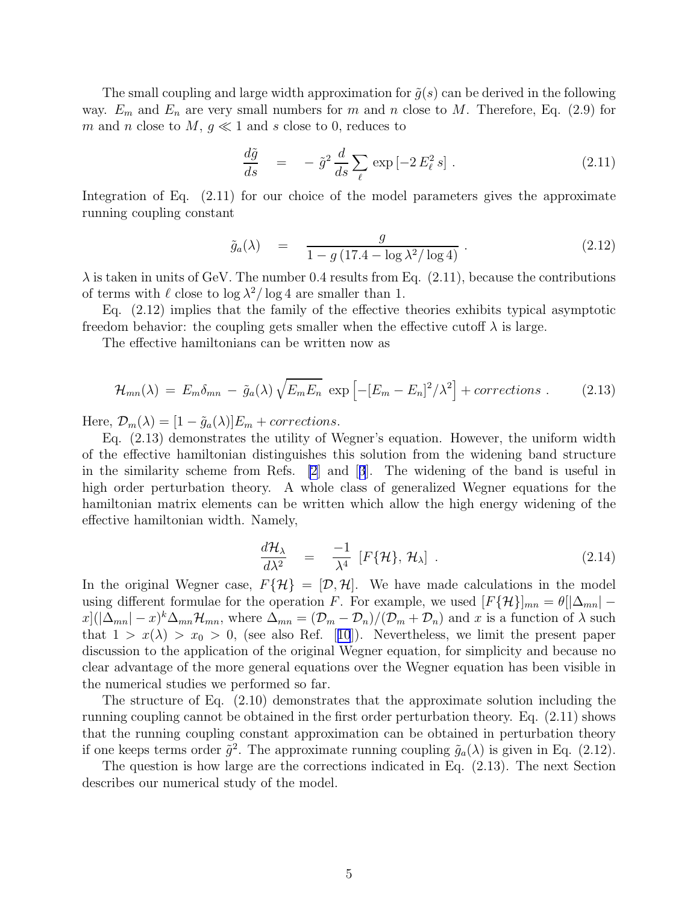The small coupling and large width approximation for $\tilde{g}(s)$ can be derived in the following way. $E_m$ and $E_n$ are very small numbers for $m$ and $n$ close to $M$. Therefore, Eq. (2.9) for $m$ and $n$ close to $M$, $g \ll 1$ and $s$ close to 0, reduces to

$$\frac{d\tilde{g}}{ds} \quad = \quad - \, \tilde{g}^2 \, \frac{d}{ds} \sum_\ell \, \exp\left[-2\, E_\ell^2 \, s\right] \, . \tag{2.11}$$

Integration of Eq. (2.11) for our choice of the model parameters gives the approximate running coupling constant

$$\tilde{g}_a(\lambda) \quad = \quad \frac{g}{1 - g\,(17.4 - \log \lambda^2 / \log 4)} \, . \tag{2.12}$$

$\lambda$ is taken in units of GeV. The number 0.4 results from Eq. (2.11), because the contributions of terms with $\ell$ close to $\log \lambda^2/\log 4$ are smaller than 1.

Eq. (2.12) implies that the family of the effective theories exhibits typical asymptotic freedom behavior: the coupling gets smaller when the effective cutoff $\lambda$ is large.

The effective hamiltonians can be written now as

$$\mathcal{H}_{mn}(\lambda) \, = \, E_m \delta_{mn} \, - \, \tilde{g}_a(\lambda) \, \sqrt{E_m E_n} \, \exp\left[-[E_m - E_n]^2/\lambda^2\right] + corrections \, . \tag{2.13}$$

Here, $\mathcal{D}_m(\lambda) = [1 - \tilde{g}_a(\lambda)]E_m + corrections$.

Eq. (2.13) demonstrates the utility of Wegner's equation. However, the uniform width of the effective hamiltonian distinguishes this solution from the widening band structure in the similarity scheme from Refs. [2] and [3]. The widening of the band is useful in high order perturbation theory. A whole class of generalized Wegner equations for the hamiltonian matrix elements can be written which allow the high energy widening of the effective hamiltonian width. Namely,

$$\frac{d\mathcal{H}_\lambda}{d\lambda^2} \quad = \quad \frac{-1}{\lambda^4} \, \left[F\{\mathcal{H}\}, \, \mathcal{H}_\lambda\right] \, . \tag{2.14}$$

In the original Wegner case, $F\{\mathcal{H}\} = [\mathcal{D}, \mathcal{H}]$. We have made calculations in the model using different formulae for the operation $F$. For example, we used $[F\{\mathcal{H}\}]_{mn} = \theta[|\Delta_{mn}| - x](|\Delta_{mn}| - x)^k \Delta_{mn} \mathcal{H}_{mn}$, where $\Delta_{mn} = (\mathcal{D}_m - \mathcal{D}_n)/(\mathcal{D}_m + \mathcal{D}_n)$ and $x$ is a function of $\lambda$ such that $1 > x(\lambda) > x_0 > 0$, (see also Ref. [10]). Nevertheless, we limit the present paper discussion to the application of the original Wegner equation, for simplicity and because no clear advantage of the more general equations over the Wegner equation has been visible in the numerical studies we performed so far.

The structure of Eq. (2.10) demonstrates that the approximate solution including the running coupling cannot be obtained in the first order perturbation theory. Eq. (2.11) shows that the running coupling constant approximation can be obtained in perturbation theory if one keeps terms order $\tilde{g}^2$. The approximate running coupling $\tilde{g}_a(\lambda)$ is given in Eq. (2.12).

The question is how large are the corrections indicated in Eq. (2.13). The next Section describes our numerical study of the model.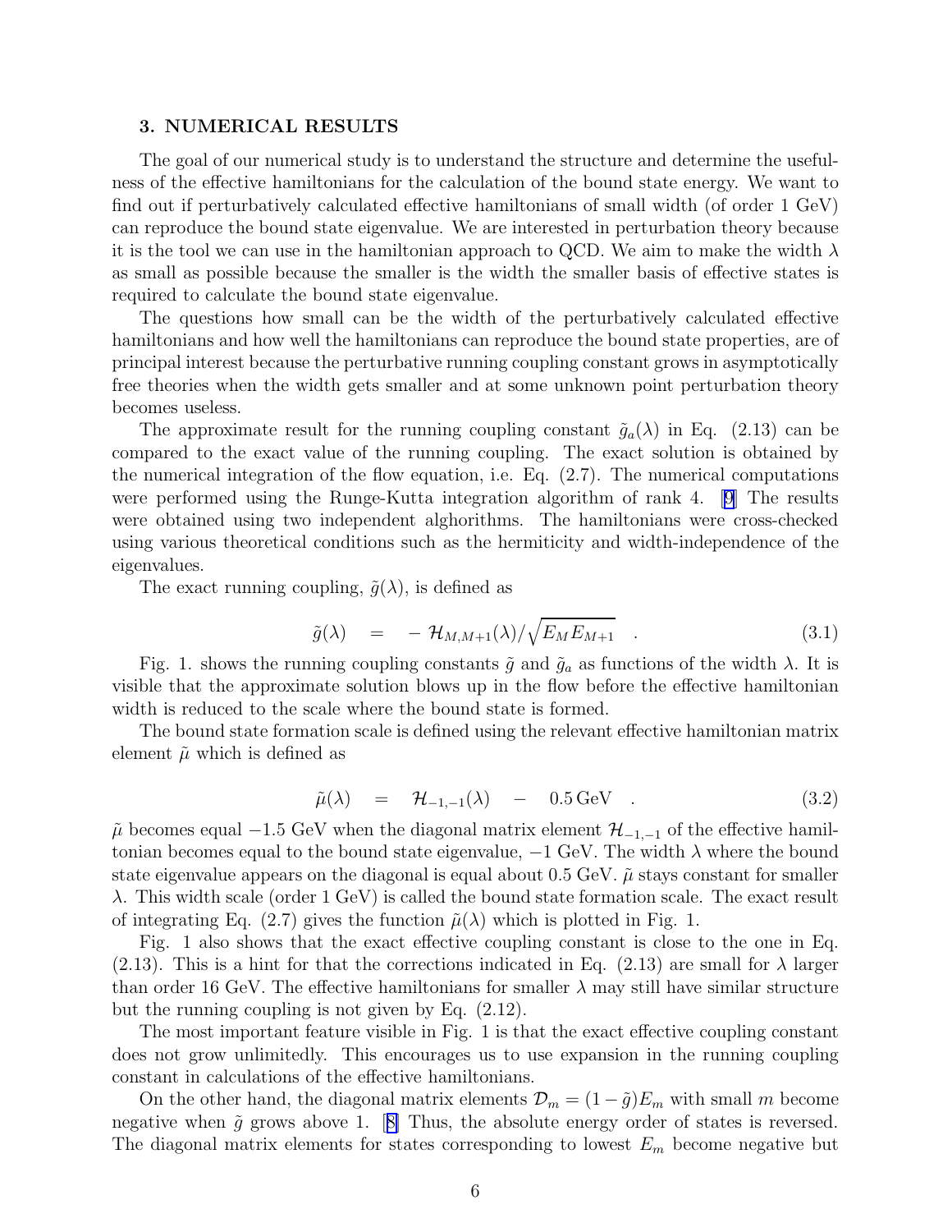### 3. NUMERICAL RESULTS

The goal of our numerical study is to understand the structure and determine the usefulness of the effective hamiltonians for the calculation of the bound state energy. We want to find out if perturbatively calculated effective hamiltonians of small width (of order 1 GeV) can reproduce the bound state eigenvalue. We are interested in perturbation theory because it is the tool we can use in the hamiltonian approach to QCD. We aim to make the width $\lambda$ as small as possible because the smaller is the width the smaller basis of effective states is required to calculate the bound state eigenvalue.

The questions how small can be the width of the perturbatively calculated effective hamiltonians and how well the hamiltonians can reproduce the bound state properties, are of principal interest because the perturbative running coupling constant grows in asymptotically free theories when the width gets smaller and at some unknown point perturbation theory becomes useless.

The approximate result for the running coupling constant $\tilde{g}_a(\lambda)$ in Eq. (2.13) can be compared to the exact value of the running coupling. The exact solution is obtained by the numerical integration of the flow equation, i.e. Eq. (2.7). The numerical computations were performed using the Runge-Kutta integration algorithm of rank 4. [9] The results were obtained using two independent alghorithms. The hamiltonians were cross-checked using various theoretical conditions such as the hermiticity and width-independence of the eigenvalues.

The exact running coupling, $\tilde{g}(\lambda)$, is defined as

$$\tilde{g}(\lambda) \quad = \quad - \, \mathcal{H}_{M,M+1}(\lambda)/\sqrt{E_M E_{M+1}} \quad . \tag{3.1}$$

Fig. 1. shows the running coupling constants $\tilde{g}$ and $\tilde{g}_a$ as functions of the width $\lambda$. It is visible that the approximate solution blows up in the flow before the effective hamiltonian width is reduced to the scale where the bound state is formed.

The bound state formation scale is defined using the relevant effective hamiltonian matrix element $\tilde{\mu}$ which is defined as

$$\tilde{\mu}(\lambda) \quad = \quad \mathcal{H}_{-1,-1}(\lambda) \quad - \quad 0.5\,\text{GeV} \quad . \tag{3.2}$$

$\tilde{\mu}$ becomes equal $-1.5$ GeV when the diagonal matrix element $\mathcal{H}_{-1,-1}$ of the effective hamiltonian becomes equal to the bound state eigenvalue, $-1$ GeV. The width $\lambda$ where the bound state eigenvalue appears on the diagonal is equal about 0.5 GeV. $\tilde{\mu}$ stays constant for smaller $\lambda$. This width scale (order 1 GeV) is called the bound state formation scale. The exact result of integrating Eq. (2.7) gives the function $\tilde{\mu}(\lambda)$ which is plotted in Fig. 1.

Fig. 1 also shows that the exact effective coupling constant is close to the one in Eq. (2.13). This is a hint for that the corrections indicated in Eq. (2.13) are small for $\lambda$ larger than order 16 GeV. The effective hamiltonians for smaller $\lambda$ may still have similar structure but the running coupling is not given by Eq. (2.12).

The most important feature visible in Fig. 1 is that the exact effective coupling constant does not grow unlimitedly. This encourages us to use expansion in the running coupling constant in calculations of the effective hamiltonians.

On the other hand, the diagonal matrix elements $\mathcal{D}_m = (1 - \tilde{g})E_m$ with small $m$ become negative when $\tilde{g}$ grows above 1. [8] Thus, the absolute energy order of states is reversed. The diagonal matrix elements for states corresponding to lowest $E_m$ become negative but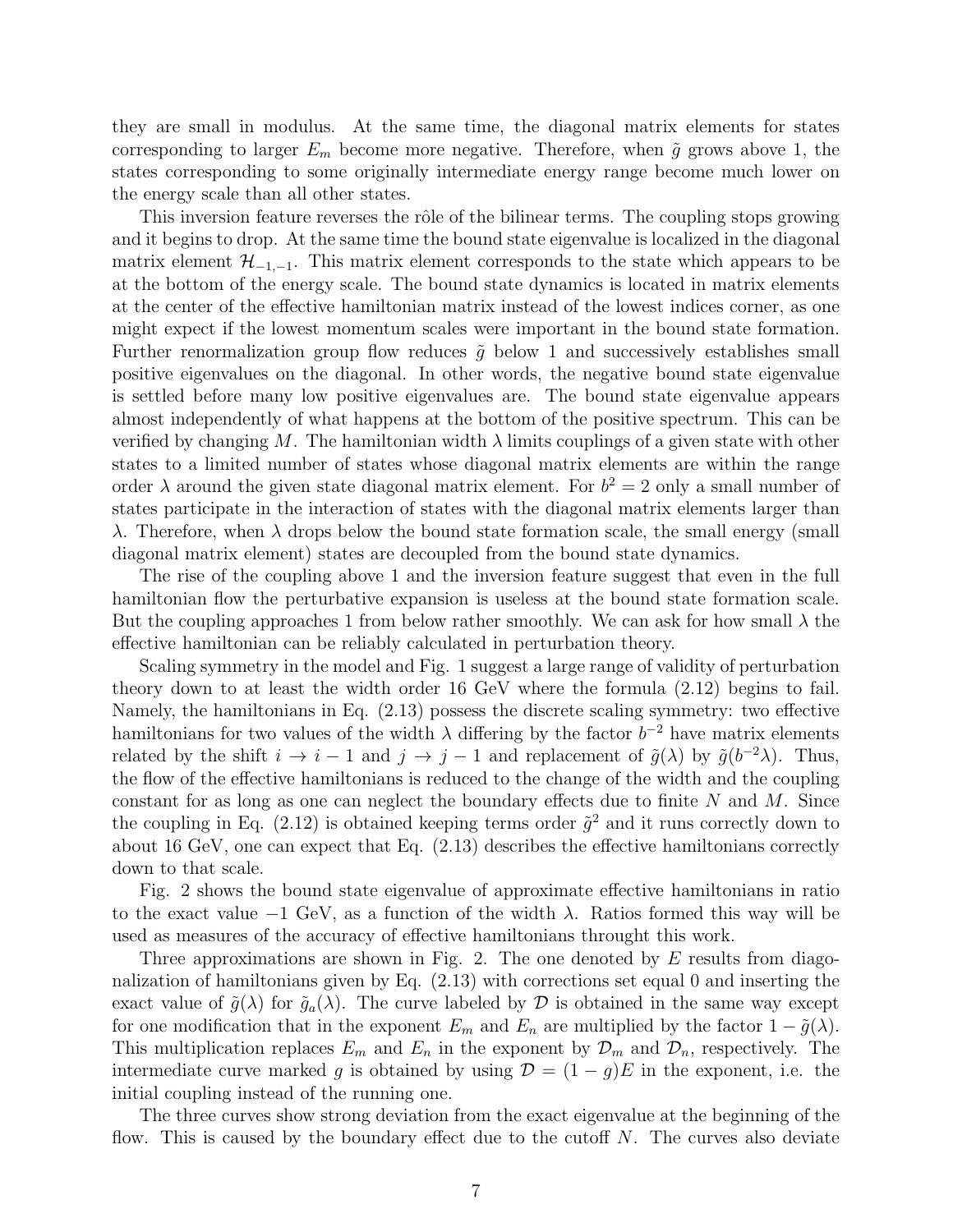they are small in modulus. At the same time, the diagonal matrix elements for states corresponding to larger $E_m$ become more negative. Therefore, when $\tilde{g}$ grows above 1, the states corresponding to some originally intermediate energy range become much lower on the energy scale than all other states.

This inversion feature reverses the rôle of the bilinear terms. The coupling stops growing and it begins to drop. At the same time the bound state eigenvalue is localized in the diagonal matrix element $\mathcal{H}_{-1,-1}$. This matrix element corresponds to the state which appears to be at the bottom of the energy scale. The bound state dynamics is located in matrix elements at the center of the effective hamiltonian matrix instead of the lowest indices corner, as one might expect if the lowest momentum scales were important in the bound state formation. Further renormalization group flow reduces $\tilde{g}$ below 1 and successively establishes small positive eigenvalues on the diagonal. In other words, the negative bound state eigenvalue is settled before many low positive eigenvalues are. The bound state eigenvalue appears almost independently of what happens at the bottom of the positive spectrum. This can be verified by changing $M$. The hamiltonian width $\lambda$ limits couplings of a given state with other states to a limited number of states whose diagonal matrix elements are within the range order $\lambda$ around the given state diagonal matrix element. For $b^2 = 2$ only a small number of states participate in the interaction of states with the diagonal matrix elements larger than $\lambda$. Therefore, when $\lambda$ drops below the bound state formation scale, the small energy (small diagonal matrix element) states are decoupled from the bound state dynamics.

The rise of the coupling above 1 and the inversion feature suggest that even in the full hamiltonian flow the perturbative expansion is useless at the bound state formation scale. But the coupling approaches 1 from below rather smoothly. We can ask for how small $\lambda$ the effective hamiltonian can be reliably calculated in perturbation theory.

Scaling symmetry in the model and Fig. 1 suggest a large range of validity of perturbation theory down to at least the width order 16 GeV where the formula (2.12) begins to fail. Namely, the hamiltonians in Eq. (2.13) possess the discrete scaling symmetry: two effective hamiltonians for two values of the width $\lambda$ differing by the factor $b^{-2}$ have matrix elements related by the shift $i \to i-1$ and $j \to j-1$ and replacement of $\tilde{g}(\lambda)$ by $\tilde{g}(b^{-2}\lambda)$. Thus, the flow of the effective hamiltonians is reduced to the change of the width and the coupling constant for as long as one can neglect the boundary effects due to finite $N$ and $M$. Since the coupling in Eq. (2.12) is obtained keeping terms order $\tilde{g}^2$ and it runs correctly down to about 16 GeV, one can expect that Eq. (2.13) describes the effective hamiltonians correctly down to that scale.

Fig. 2 shows the bound state eigenvalue of approximate effective hamiltonians in ratio to the exact value $-1$ GeV, as a function of the width $\lambda$. Ratios formed this way will be used as measures of the accuracy of effective hamiltonians throught this work.

Three approximations are shown in Fig. 2. The one denoted by $E$ results from diagonalization of hamiltonians given by Eq. (2.13) with corrections set equal 0 and inserting the exact value of $\tilde{g}(\lambda)$ for $\tilde{g}_a(\lambda)$. The curve labeled by $\mathcal{D}$ is obtained in the same way except for one modification that in the exponent $E_m$ and $E_n$ are multiplied by the factor $1 - \tilde{g}(\lambda)$. This multiplication replaces $E_m$ and $E_n$ in the exponent by $\mathcal{D}_m$ and $\mathcal{D}_n$, respectively. The intermediate curve marked $g$ is obtained by using $\mathcal{D} = (1-g)E$ in the exponent, i.e. the initial coupling instead of the running one.

The three curves show strong deviation from the exact eigenvalue at the beginning of the flow. This is caused by the boundary effect due to the cutoff $N$. The curves also deviate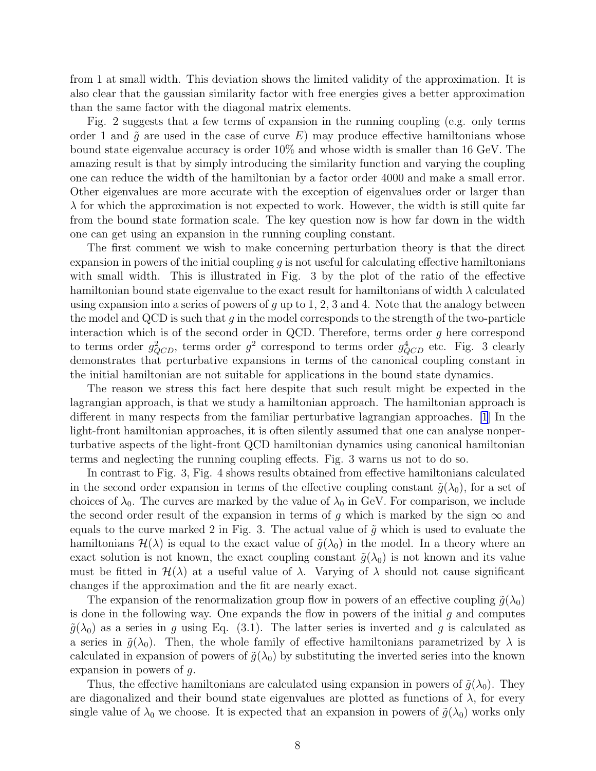from 1 at small width. This deviation shows the limited validity of the approximation. It is also clear that the gaussian similarity factor with free energies gives a better approximation than the same factor with the diagonal matrix elements.

Fig. 2 suggests that a few terms of expansion in the running coupling (e.g. only terms order 1 and $\tilde{g}$ are used in the case of curve $E$) may produce effective hamiltonians whose bound state eigenvalue accuracy is order 10% and whose width is smaller than 16 GeV. The amazing result is that by simply introducing the similarity function and varying the coupling one can reduce the width of the hamiltonian by a factor order 4000 and make a small error. Other eigenvalues are more accurate with the exception of eigenvalues order or larger than $\lambda$ for which the approximation is not expected to work. However, the width is still quite far from the bound state formation scale. The key question now is how far down in the width one can get using an expansion in the running coupling constant.

The first comment we wish to make concerning perturbation theory is that the direct expansion in powers of the initial coupling $g$ is not useful for calculating effective hamiltonians with small width. This is illustrated in Fig. 3 by the plot of the ratio of the effective hamiltonian bound state eigenvalue to the exact result for hamiltonians of width $\lambda$ calculated using expansion into a series of powers of $g$ up to 1, 2, 3 and 4. Note that the analogy between the model and QCD is such that $g$ in the model corresponds to the strength of the two-particle interaction which is of the second order in QCD. Therefore, terms order $g$ here correspond to terms order $g^2_{QCD}$, terms order $g^2$ correspond to terms order $g^4_{QCD}$ etc. Fig. 3 clearly demonstrates that perturbative expansions in terms of the canonical coupling constant in the initial hamiltonian are not suitable for applications in the bound state dynamics.

The reason we stress this fact here despite that such result might be expected in the lagrangian approach, is that we study a hamiltonian approach. The hamiltonian approach is different in many respects from the familiar perturbative lagrangian approaches. [1] In the light-front hamiltonian approaches, it is often silently assumed that one can analyse nonperturbative aspects of the light-front QCD hamiltonian dynamics using canonical hamiltonian terms and neglecting the running coupling effects. Fig. 3 warns us not to do so.

In contrast to Fig. 3, Fig. 4 shows results obtained from effective hamiltonians calculated in the second order expansion in terms of the effective coupling constant $\tilde{g}(\lambda_0)$, for a set of choices of $\lambda_0$. The curves are marked by the value of $\lambda_0$ in GeV. For comparison, we include the second order result of the expansion in terms of $g$ which is marked by the sign $\infty$ and equals to the curve marked 2 in Fig. 3. The actual value of $\tilde{g}$ which is used to evaluate the hamiltonians $\mathcal{H}(\lambda)$ is equal to the exact value of $\tilde{g}(\lambda_0)$ in the model. In a theory where an exact solution is not known, the exact coupling constant $\tilde{g}(\lambda_0)$ is not known and its value must be fitted in $\mathcal{H}(\lambda)$ at a useful value of $\lambda$. Varying of $\lambda$ should not cause significant changes if the approximation and the fit are nearly exact.

The expansion of the renormalization group flow in powers of an effective coupling $\tilde{g}(\lambda_0)$ is done in the following way. One expands the flow in powers of the initial $g$ and computes $\tilde{g}(\lambda_0)$ as a series in $g$ using Eq. (3.1). The latter series is inverted and $g$ is calculated as a series in $\tilde{g}(\lambda_0)$. Then, the whole family of effective hamiltonians parametrized by $\lambda$ is calculated in expansion of powers of $\tilde{g}(\lambda_0)$ by substituting the inverted series into the known expansion in powers of $g$.

Thus, the effective hamiltonians are calculated using expansion in powers of $\tilde{g}(\lambda_0)$. They are diagonalized and their bound state eigenvalues are plotted as functions of $\lambda$, for every single value of $\lambda_0$ we choose. It is expected that an expansion in powers of $\tilde{g}(\lambda_0)$ works only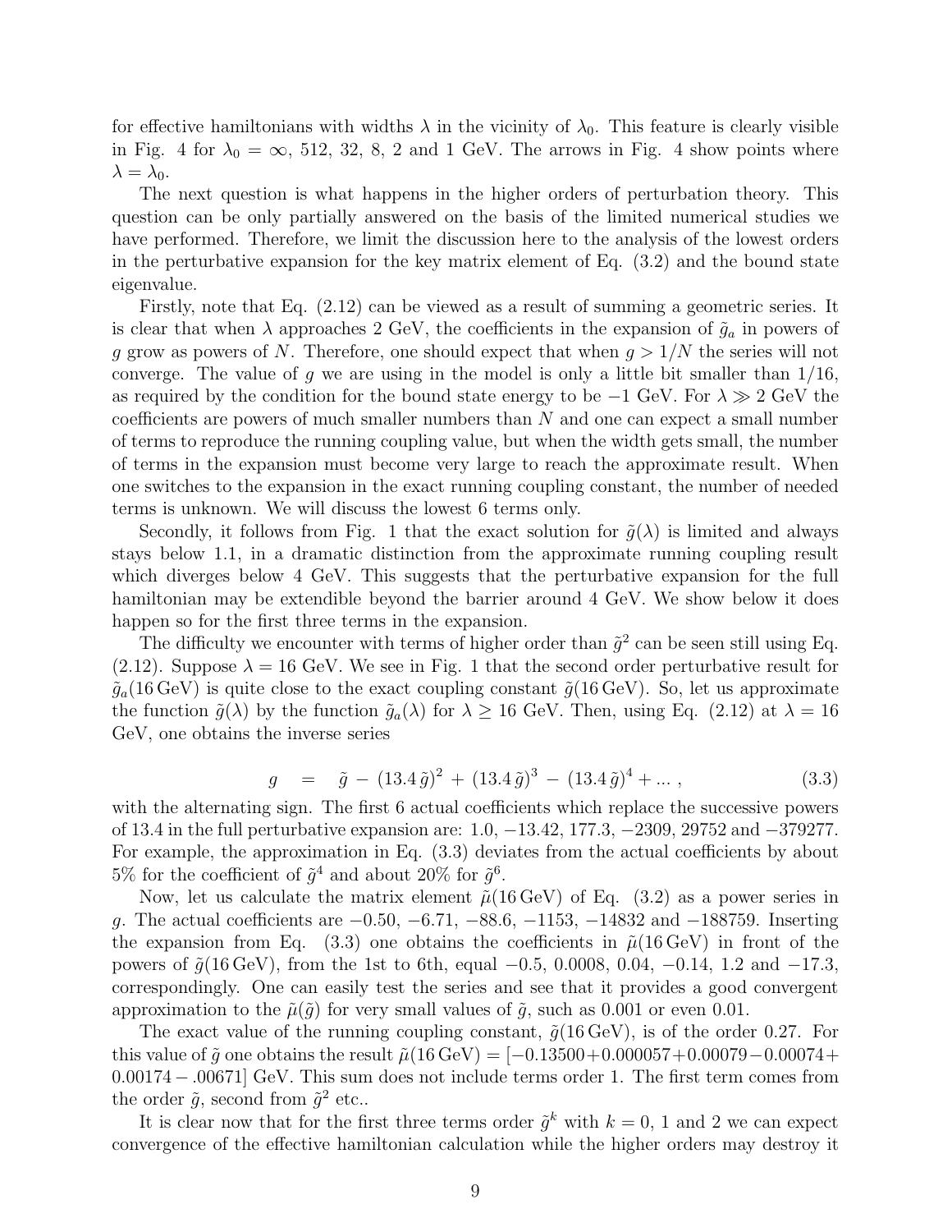for effective hamiltonians with widths $\lambda$ in the vicinity of $\lambda_0$. This feature is clearly visible in Fig. 4 for $\lambda_0 = \infty$, 512, 32, 8, 2 and 1 GeV. The arrows in Fig. 4 show points where $\lambda = \lambda_0$.

The next question is what happens in the higher orders of perturbation theory. This question can be only partially answered on the basis of the limited numerical studies we have performed. Therefore, we limit the discussion here to the analysis of the lowest orders in the perturbative expansion for the key matrix element of Eq. (3.2) and the bound state eigenvalue.

Firstly, note that Eq. (2.12) can be viewed as a result of summing a geometric series. It is clear that when $\lambda$ approaches 2 GeV, the coefficients in the expansion of $\tilde{g}_a$ in powers of $g$ grow as powers of $N$. Therefore, one should expect that when $g > 1/N$ the series will not converge. The value of $g$ we are using in the model is only a little bit smaller than $1/16$, as required by the condition for the bound state energy to be $-1$ GeV. For $\lambda \gg 2$ GeV the coefficients are powers of much smaller numbers than $N$ and one can expect a small number of terms to reproduce the running coupling value, but when the width gets small, the number of terms in the expansion must become very large to reach the approximate result. When one switches to the expansion in the exact running coupling constant, the number of needed terms is unknown. We will discuss the lowest 6 terms only.

Secondly, it follows from Fig. 1 that the exact solution for $\tilde{g}(\lambda)$ is limited and always stays below 1.1, in a dramatic distinction from the approximate running coupling result which diverges below 4 GeV. This suggests that the perturbative expansion for the full hamiltonian may be extendible beyond the barrier around 4 GeV. We show below it does happen so for the first three terms in the expansion.

The difficulty we encounter with terms of higher order than $\tilde{g}^2$ can be seen still using Eq. (2.12). Suppose $\lambda = 16$ GeV. We see in Fig. 1 that the second order perturbative result for $\tilde{g}_a(16\,\text{GeV})$ is quite close to the exact coupling constant $\tilde{g}(16\,\text{GeV})$. So, let us approximate the function $\tilde{g}(\lambda)$ by the function $\tilde{g}_a(\lambda)$ for $\lambda \geq 16$ GeV. Then, using Eq. (2.12) at $\lambda = 16$ GeV, one obtains the inverse series

$$g \;\; = \;\; \tilde{g} - (13.4\,\tilde{g})^2 + (13.4\,\tilde{g})^3 - (13.4\,\tilde{g})^4 + \ldots , \tag{3.3}$$

with the alternating sign. The first 6 actual coefficients which replace the successive powers of 13.4 in the full perturbative expansion are: 1.0, $-13.42$, 177.3, $-2309$, 29752 and $-379277$. For example, the approximation in Eq. (3.3) deviates from the actual coefficients by about 5% for the coefficient of $\tilde{g}^4$ and about 20% for $\tilde{g}^6$.

Now, let us calculate the matrix element $\tilde{\mu}(16\,\text{GeV})$ of Eq. (3.2) as a power series in $g$. The actual coefficients are $-0.50$, $-6.71$, $-88.6$, $-1153$, $-14832$ and $-188759$. Inserting the expansion from Eq. (3.3) one obtains the coefficients in $\tilde{\mu}(16\,\text{GeV})$ in front of the powers of $\tilde{g}(16\,\text{GeV})$, from the 1st to 6th, equal $-0.5$, 0.0008, 0.04, $-0.14$, 1.2 and $-17.3$, correspondingly. One can easily test the series and see that it provides a good convergent approximation to the $\tilde{\mu}(\tilde{g})$ for very small values of $\tilde{g}$, such as 0.001 or even 0.01.

The exact value of the running coupling constant, $\tilde{g}(16\,\text{GeV})$, is of the order 0.27. For this value of $\tilde{g}$ one obtains the result $\tilde{\mu}(16\,\text{GeV}) = [-0.13500 + 0.000057 + 0.00079 - 0.00074 + 0.00174 - .00671]$ GeV. This sum does not include terms order 1. The first term comes from the order $\tilde{g}$, second from $\tilde{g}^2$ etc..

It is clear now that for the first three terms order $\tilde{g}^k$ with $k = 0$, 1 and 2 we can expect convergence of the effective hamiltonian calculation while the higher orders may destroy it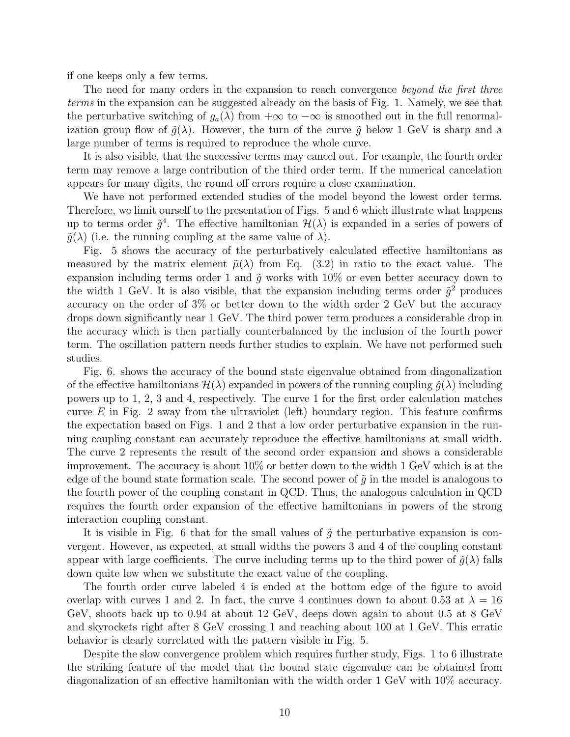if one keeps only a few terms.

The need for many orders in the expansion to reach convergence *beyond the first three terms* in the expansion can be suggested already on the basis of Fig. 1. Namely, we see that the perturbative switching of $g_a(\lambda)$ from $+\infty$ to $-\infty$ is smoothed out in the full renormalization group flow of $\tilde{g}(\lambda)$. However, the turn of the curve $\tilde{g}$ below 1 GeV is sharp and a large number of terms is required to reproduce the whole curve.

It is also visible, that the successive terms may cancel out. For example, the fourth order term may remove a large contribution of the third order term. If the numerical cancelation appears for many digits, the round off errors require a close examination.

We have not performed extended studies of the model beyond the lowest order terms. Therefore, we limit ourself to the presentation of Figs. 5 and 6 which illustrate what happens up to terms order $\tilde{g}^4$. The effective hamiltonian $\mathcal{H}(\lambda)$ is expanded in a series of powers of $\tilde{g}(\lambda)$ (i.e. the running coupling at the same value of $\lambda$).

Fig. 5 shows the accuracy of the perturbatively calculated effective hamiltonians as measured by the matrix element $\tilde{\mu}(\lambda)$ from Eq. (3.2) in ratio to the exact value. The expansion including terms order 1 and $\tilde{g}$ works with 10% or even better accuracy down to the width 1 GeV. It is also visible, that the expansion including terms order $\tilde{g}^2$ produces accuracy on the order of 3% or better down to the width order 2 GeV but the accuracy drops down significantly near 1 GeV. The third power term produces a considerable drop in the accuracy which is then partially counterbalanced by the inclusion of the fourth power term. The oscillation pattern needs further studies to explain. We have not performed such studies.

Fig. 6. shows the accuracy of the bound state eigenvalue obtained from diagonalization of the effective hamiltonians $\mathcal{H}(\lambda)$ expanded in powers of the running coupling $\tilde{g}(\lambda)$ including powers up to 1, 2, 3 and 4, respectively. The curve 1 for the first order calculation matches curve $E$ in Fig. 2 away from the ultraviolet (left) boundary region. This feature confirms the expectation based on Figs. 1 and 2 that a low order perturbative expansion in the running coupling constant can accurately reproduce the effective hamiltonians at small width. The curve 2 represents the result of the second order expansion and shows a considerable improvement. The accuracy is about 10% or better down to the width 1 GeV which is at the edge of the bound state formation scale. The second power of $\tilde{g}$ in the model is analogous to the fourth power of the coupling constant in QCD. Thus, the analogous calculation in QCD requires the fourth order expansion of the effective hamiltonians in powers of the strong interaction coupling constant.

It is visible in Fig. 6 that for the small values of $\tilde{g}$ the perturbative expansion is convergent. However, as expected, at small widths the powers 3 and 4 of the coupling constant appear with large coefficients. The curve including terms up to the third power of $\tilde{g}(\lambda)$ falls down quite low when we substitute the exact value of the coupling.

The fourth order curve labeled 4 is ended at the bottom edge of the figure to avoid overlap with curves 1 and 2. In fact, the curve 4 continues down to about 0.53 at $\lambda = 16$ GeV, shoots back up to 0.94 at about 12 GeV, deeps down again to about 0.5 at 8 GeV and skyrockets right after 8 GeV crossing 1 and reaching about 100 at 1 GeV. This erratic behavior is clearly correlated with the pattern visible in Fig. 5.

Despite the slow convergence problem which requires further study, Figs. 1 to 6 illustrate the striking feature of the model that the bound state eigenvalue can be obtained from diagonalization of an effective hamiltonian with the width order 1 GeV with 10% accuracy.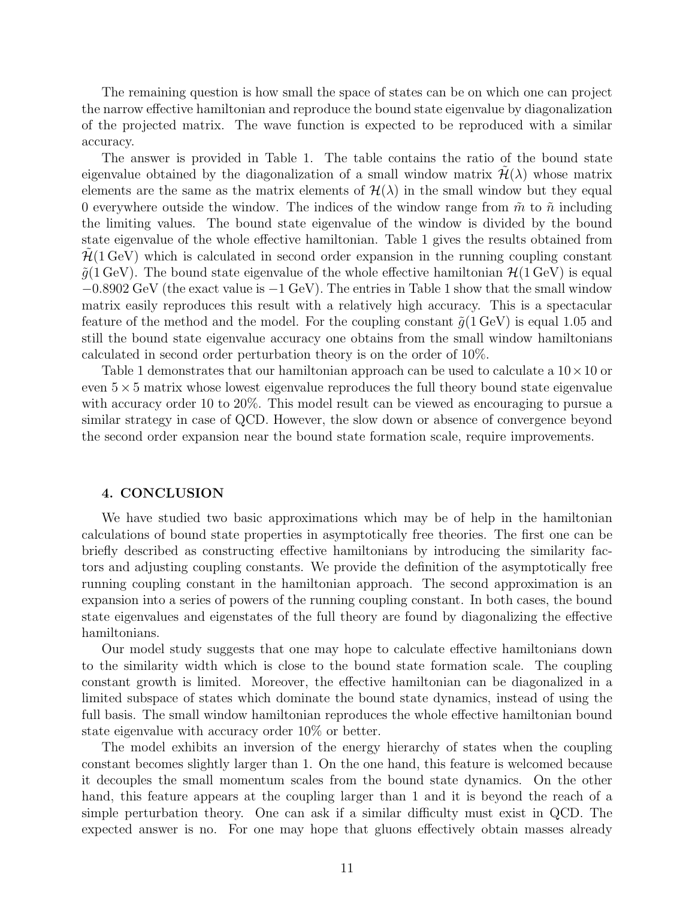The remaining question is how small the space of states can be on which one can project the narrow effective hamiltonian and reproduce the bound state eigenvalue by diagonalization of the projected matrix. The wave function is expected to be reproduced with a similar accuracy.

The answer is provided in Table 1. The table contains the ratio of the bound state eigenvalue obtained by the diagonalization of a small window matrix $\tilde{\mathcal{H}}(\lambda)$ whose matrix elements are the same as the matrix elements of $\mathcal{H}(\lambda)$ in the small window but they equal 0 everywhere outside the window. The indices of the window range from $\tilde{m}$ to $\tilde{n}$ including the limiting values. The bound state eigenvalue of the window is divided by the bound state eigenvalue of the whole effective hamiltonian. Table 1 gives the results obtained from $\tilde{\mathcal{H}}(1\,\mathrm{GeV})$ which is calculated in second order expansion in the running coupling constant $\tilde{g}(1\,\mathrm{GeV})$. The bound state eigenvalue of the whole effective hamiltonian $\mathcal{H}(1\,\mathrm{GeV})$ is equal $-0.8902$ GeV (the exact value is $-1$ GeV). The entries in Table 1 show that the small window matrix easily reproduces this result with a relatively high accuracy. This is a spectacular feature of the method and the model. For the coupling constant $\tilde{g}(1\,\mathrm{GeV})$ is equal 1.05 and still the bound state eigenvalue accuracy one obtains from the small window hamiltonians calculated in second order perturbation theory is on the order of 10%.

Table 1 demonstrates that our hamiltonian approach can be used to calculate a $10 \times 10$ or even $5 \times 5$ matrix whose lowest eigenvalue reproduces the full theory bound state eigenvalue with accuracy order 10 to 20%. This model result can be viewed as encouraging to pursue a similar strategy in case of QCD. However, the slow down or absence of convergence beyond the second order expansion near the bound state formation scale, require improvements.

## 4. CONCLUSION

We have studied two basic approximations which may be of help in the hamiltonian calculations of bound state properties in asymptotically free theories. The first one can be briefly described as constructing effective hamiltonians by introducing the similarity factors and adjusting coupling constants. We provide the definition of the asymptotically free running coupling constant in the hamiltonian approach. The second approximation is an expansion into a series of powers of the running coupling constant. In both cases, the bound state eigenvalues and eigenstates of the full theory are found by diagonalizing the effective hamiltonians.

Our model study suggests that one may hope to calculate effective hamiltonians down to the similarity width which is close to the bound state formation scale. The coupling constant growth is limited. Moreover, the effective hamiltonian can be diagonalized in a limited subspace of states which dominate the bound state dynamics, instead of using the full basis. The small window hamiltonian reproduces the whole effective hamiltonian bound state eigenvalue with accuracy order 10% or better.

The model exhibits an inversion of the energy hierarchy of states when the coupling constant becomes slightly larger than 1. On the one hand, this feature is welcomed because it decouples the small momentum scales from the bound state dynamics. On the other hand, this feature appears at the coupling larger than 1 and it is beyond the reach of a simple perturbation theory. One can ask if a similar difficulty must exist in QCD. The expected answer is no. For one may hope that gluons effectively obtain masses already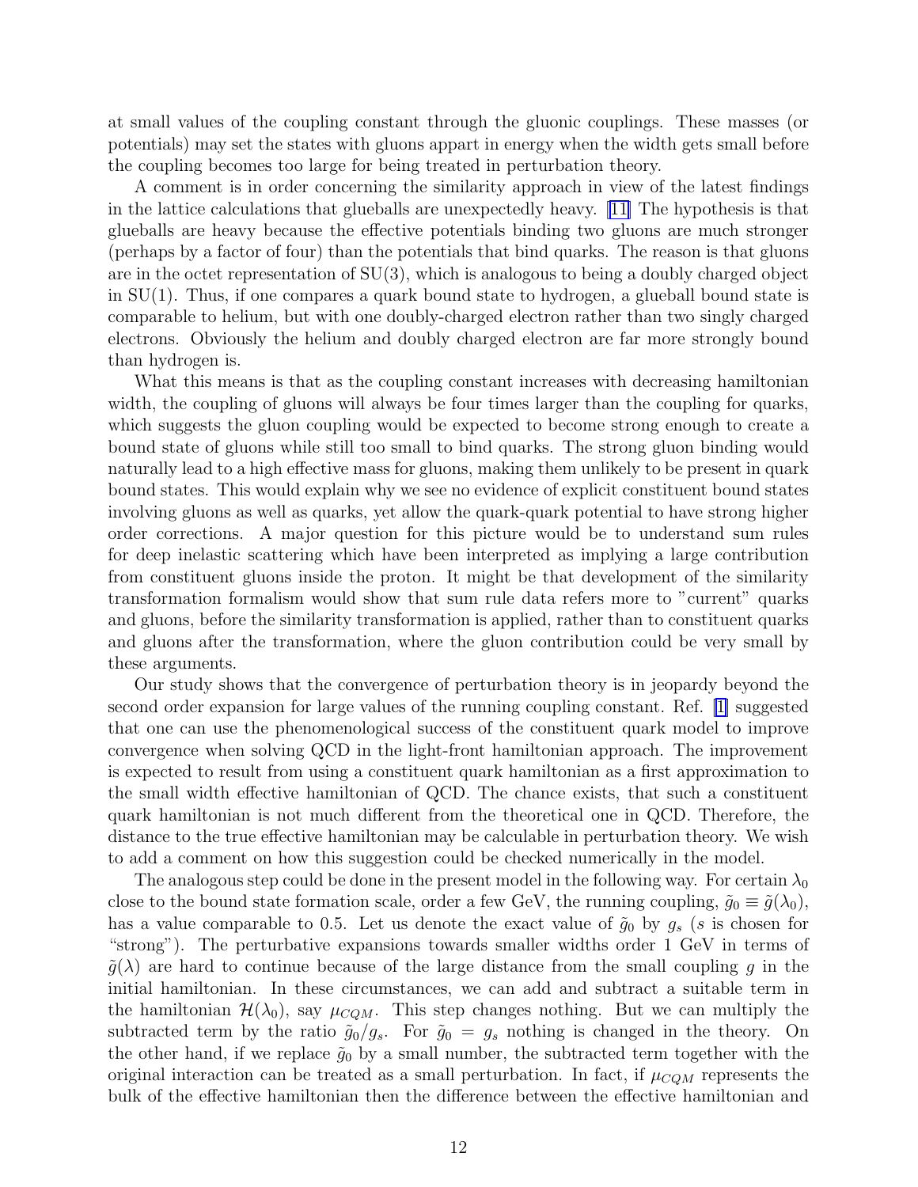at small values of the coupling constant through the gluonic couplings. These masses (or potentials) may set the states with gluons appart in energy when the width gets small before the coupling becomes too large for being treated in perturbation theory.

A comment is in order concerning the similarity approach in view of the latest findings in the lattice calculations that glueballs are unexpectedly heavy. [11] The hypothesis is that glueballs are heavy because the effective potentials binding two gluons are much stronger (perhaps by a factor of four) than the potentials that bind quarks. The reason is that gluons are in the octet representation of SU(3), which is analogous to being a doubly charged object in SU(1). Thus, if one compares a quark bound state to hydrogen, a glueball bound state is comparable to helium, but with one doubly-charged electron rather than two singly charged electrons. Obviously the helium and doubly charged electron are far more strongly bound than hydrogen is.

What this means is that as the coupling constant increases with decreasing hamiltonian width, the coupling of gluons will always be four times larger than the coupling for quarks, which suggests the gluon coupling would be expected to become strong enough to create a bound state of gluons while still too small to bind quarks. The strong gluon binding would naturally lead to a high effective mass for gluons, making them unlikely to be present in quark bound states. This would explain why we see no evidence of explicit constituent bound states involving gluons as well as quarks, yet allow the quark-quark potential to have strong higher order corrections. A major question for this picture would be to understand sum rules for deep inelastic scattering which have been interpreted as implying a large contribution from constituent gluons inside the proton. It might be that development of the similarity transformation formalism would show that sum rule data refers more to "current" quarks and gluons, before the similarity transformation is applied, rather than to constituent quarks and gluons after the transformation, where the gluon contribution could be very small by these arguments.

Our study shows that the convergence of perturbation theory is in jeopardy beyond the second order expansion for large values of the running coupling constant. Ref. [1] suggested that one can use the phenomenological success of the constituent quark model to improve convergence when solving QCD in the light-front hamiltonian approach. The improvement is expected to result from using a constituent quark hamiltonian as a first approximation to the small width effective hamiltonian of QCD. The chance exists, that such a constituent quark hamiltonian is not much different from the theoretical one in QCD. Therefore, the distance to the true effective hamiltonian may be calculable in perturbation theory. We wish to add a comment on how this suggestion could be checked numerically in the model.

The analogous step could be done in the present model in the following way. For certain $\lambda_0$ close to the bound state formation scale, order a few GeV, the running coupling, $\tilde{g}_0 \equiv \tilde{g}(\lambda_0)$, has a value comparable to 0.5. Let us denote the exact value of $\tilde{g}_0$ by $g_s$ ($s$ is chosen for "strong"). The perturbative expansions towards smaller widths order 1 GeV in terms of $\tilde{g}(\lambda)$ are hard to continue because of the large distance from the small coupling $g$ in the initial hamiltonian. In these circumstances, we can add and subtract a suitable term in the hamiltonian $\mathcal{H}(\lambda_0)$, say $\mu_{CQM}$. This step changes nothing. But we can multiply the subtracted term by the ratio $\tilde{g}_0/g_s$. For $\tilde{g}_0 = g_s$ nothing is changed in the theory. On the other hand, if we replace $\tilde{g}_0$ by a small number, the subtracted term together with the original interaction can be treated as a small perturbation. In fact, if $\mu_{CQM}$ represents the bulk of the effective hamiltonian then the difference between the effective hamiltonian and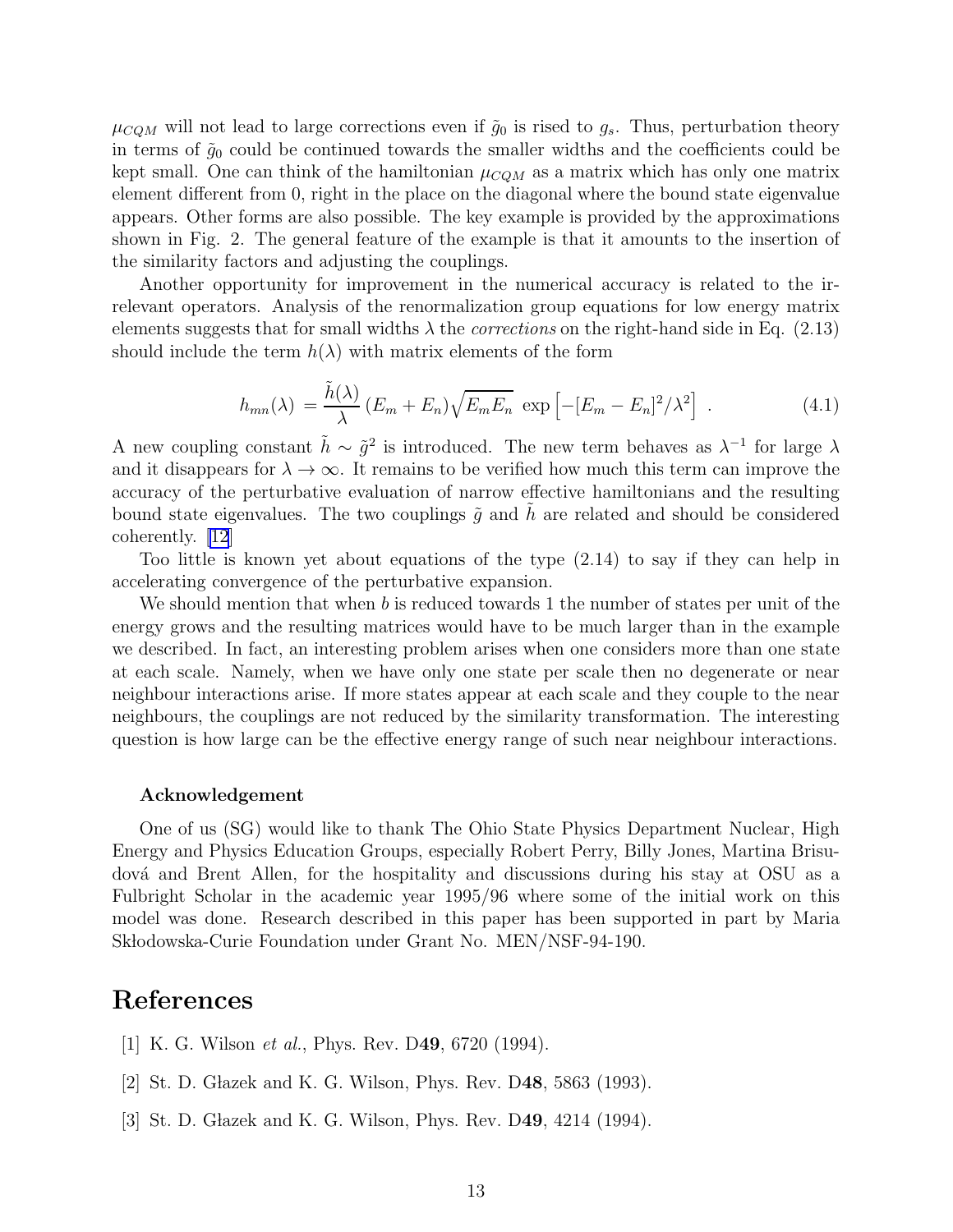$\mu_{CQM}$ will not lead to large corrections even if $\tilde{g}_0$ is rised to $g_s$. Thus, perturbation theory in terms of $\tilde{g}_0$ could be continued towards the smaller widths and the coefficients could be kept small. One can think of the hamiltonian $\mu_{CQM}$ as a matrix which has only one matrix element different from 0, right in the place on the diagonal where the bound state eigenvalue appears. Other forms are also possible. The key example is provided by the approximations shown in Fig. 2. The general feature of the example is that it amounts to the insertion of the similarity factors and adjusting the couplings.

Another opportunity for improvement in the numerical accuracy is related to the irrelevant operators. Analysis of the renormalization group equations for low energy matrix elements suggests that for small widths $\lambda$ the *corrections* on the right-hand side in Eq. (2.13) should include the term $h(\lambda)$ with matrix elements of the form

$$h_{mn}(\lambda) = \frac{\tilde{h}(\lambda)}{\lambda} (E_m + E_n)\sqrt{E_m E_n} \, \exp\left[-[E_m - E_n]^2/\lambda^2\right] \, . \tag{4.1}$$

A new coupling constant $\tilde{h} \sim \tilde{g}^2$ is introduced. The new term behaves as $\lambda^{-1}$ for large $\lambda$ and it disappears for $\lambda \to \infty$. It remains to be verified how much this term can improve the accuracy of the perturbative evaluation of narrow effective hamiltonians and the resulting bound state eigenvalues. The two couplings $\tilde{g}$ and $\tilde{h}$ are related and should be considered coherently. [12]

Too little is known yet about equations of the type (2.14) to say if they can help in accelerating convergence of the perturbative expansion.

We should mention that when $b$ is reduced towards 1 the number of states per unit of the energy grows and the resulting matrices would have to be much larger than in the example we described. In fact, an interesting problem arises when one considers more than one state at each scale. Namely, when we have only one state per scale then no degenerate or near neighbour interactions arise. If more states appear at each scale and they couple to the near neighbours, the couplings are not reduced by the similarity transformation. The interesting question is how large can be the effective energy range of such near neighbour interactions.

#### Acknowledgement

One of us (SG) would like to thank The Ohio State Physics Department Nuclear, High Energy and Physics Education Groups, especially Robert Perry, Billy Jones, Martina Brisudová and Brent Allen, for the hospitality and discussions during his stay at OSU as a Fulbright Scholar in the academic year 1995/96 where some of the initial work on this model was done. Research described in this paper has been supported in part by Maria Skłodowska-Curie Foundation under Grant No. MEN/NSF-94-190.

# References

[1] K. G. Wilson *et al.*, Phys. Rev. D**49**, 6720 (1994).

[2] St. D. Głazek and K. G. Wilson, Phys. Rev. D**48**, 5863 (1993).

[3] St. D. Głazek and K. G. Wilson, Phys. Rev. D**49**, 4214 (1994).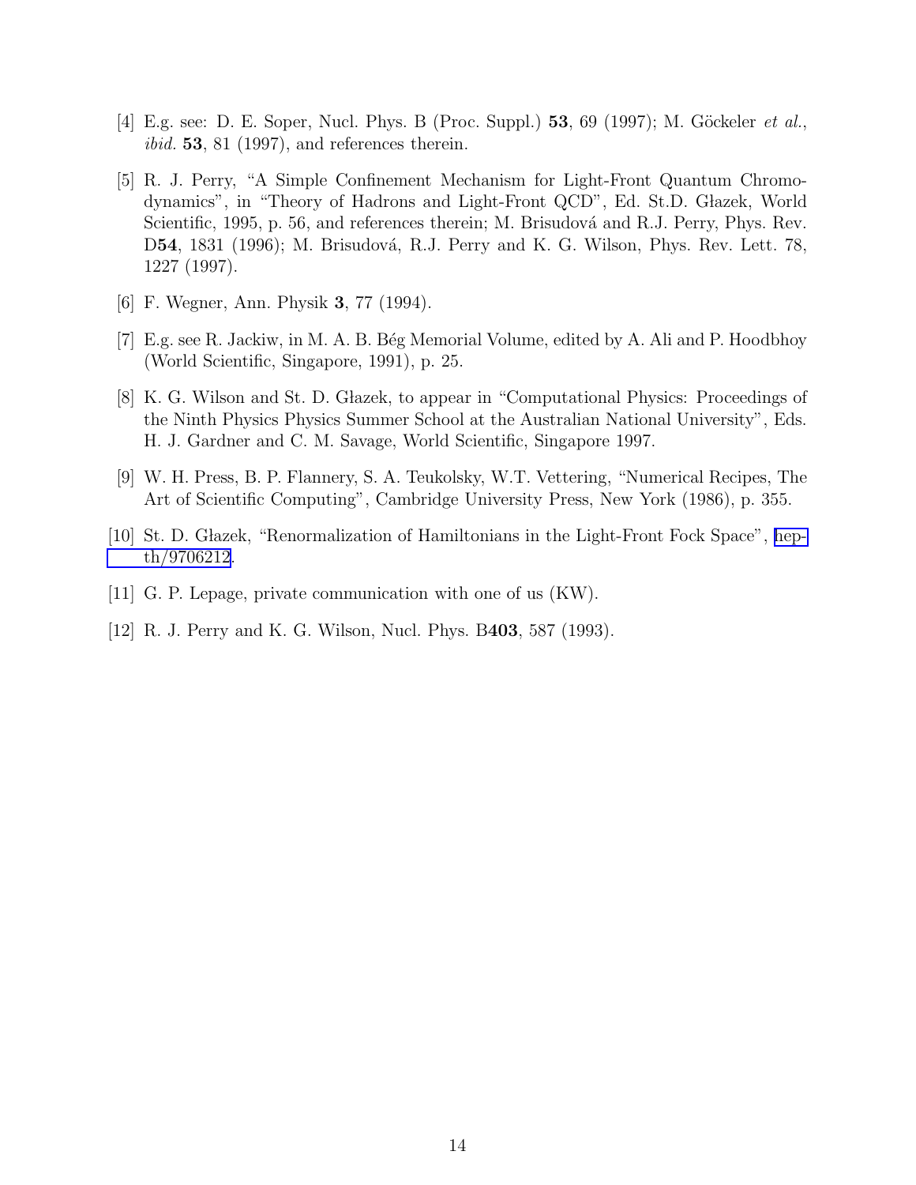[4] E.g. see: D. E. Soper, Nucl. Phys. B (Proc. Suppl.) **53**, 69 (1997); M. Göckeler *et al.*, *ibid.* **53**, 81 (1997), and references therein.

[5] R. J. Perry, "A Simple Confinement Mechanism for Light-Front Quantum Chromodynamics", in "Theory of Hadrons and Light-Front QCD", Ed. St.D. Głazek, World Scientific, 1995, p. 56, and references therein; M. Brisudová and R.J. Perry, Phys. Rev. D**54**, 1831 (1996); M. Brisudová, R.J. Perry and K. G. Wilson, Phys. Rev. Lett. 78, 1227 (1997).

[6] F. Wegner, Ann. Physik **3**, 77 (1994).

[7] E.g. see R. Jackiw, in M. A. B. Bég Memorial Volume, edited by A. Ali and P. Hoodbhoy (World Scientific, Singapore, 1991), p. 25.

[8] K. G. Wilson and St. D. Głazek, to appear in "Computational Physics: Proceedings of the Ninth Physics Physics Summer School at the Australian National University", Eds. H. J. Gardner and C. M. Savage, World Scientific, Singapore 1997.

[9] W. H. Press, B. P. Flannery, S. A. Teukolsky, W.T. Vettering, "Numerical Recipes, The Art of Scientific Computing", Cambridge University Press, New York (1986), p. 355.

[10] St. D. Głazek, "Renormalization of Hamiltonians in the Light-Front Fock Space", hep-th/9706212.

[11] G. P. Lepage, private communication with one of us (KW).

[12] R. J. Perry and K. G. Wilson, Nucl. Phys. B**403**, 587 (1993).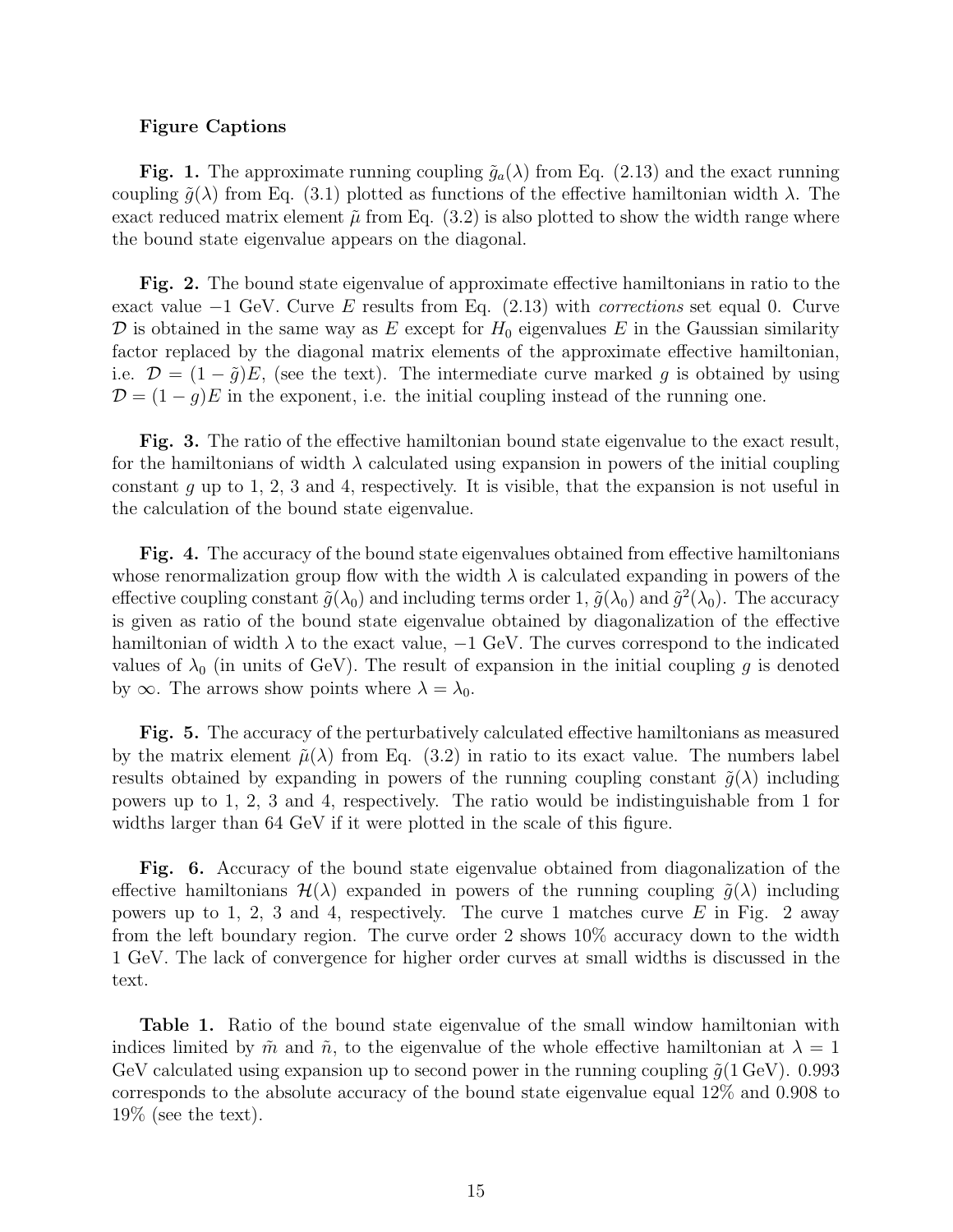**Figure Captions**

**Fig. 1.** The approximate running coupling $\tilde{g}_a(\lambda)$ from Eq. (2.13) and the exact running coupling $\tilde{g}(\lambda)$ from Eq. (3.1) plotted as functions of the effective hamiltonian width $\lambda$. The exact reduced matrix element $\tilde{\mu}$ from Eq. (3.2) is also plotted to show the width range where the bound state eigenvalue appears on the diagonal.

**Fig. 2.** The bound state eigenvalue of approximate effective hamiltonians in ratio to the exact value $-1$ GeV. Curve $E$ results from Eq. (2.13) with *corrections* set equal 0. Curve $\mathcal{D}$ is obtained in the same way as $E$ except for $H_0$ eigenvalues $E$ in the Gaussian similarity factor replaced by the diagonal matrix elements of the approximate effective hamiltonian, i.e. $\mathcal{D} = (1 - \tilde{g})E$, (see the text). The intermediate curve marked $g$ is obtained by using $\mathcal{D} = (1 - g)E$ in the exponent, i.e. the initial coupling instead of the running one.

**Fig. 3.** The ratio of the effective hamiltonian bound state eigenvalue to the exact result, for the hamiltonians of width $\lambda$ calculated using expansion in powers of the initial coupling constant $g$ up to 1, 2, 3 and 4, respectively. It is visible, that the expansion is not useful in the calculation of the bound state eigenvalue.

**Fig. 4.** The accuracy of the bound state eigenvalues obtained from effective hamiltonians whose renormalization group flow with the width $\lambda$ is calculated expanding in powers of the effective coupling constant $\tilde{g}(\lambda_0)$ and including terms order 1, $\tilde{g}(\lambda_0)$ and $\tilde{g}^2(\lambda_0)$. The accuracy is given as ratio of the bound state eigenvalue obtained by diagonalization of the effective hamiltonian of width $\lambda$ to the exact value, $-1$ GeV. The curves correspond to the indicated values of $\lambda_0$ (in units of GeV). The result of expansion in the initial coupling $g$ is denoted by $\infty$. The arrows show points where $\lambda = \lambda_0$.

**Fig. 5.** The accuracy of the perturbatively calculated effective hamiltonians as measured by the matrix element $\tilde{\mu}(\lambda)$ from Eq. (3.2) in ratio to its exact value. The numbers label results obtained by expanding in powers of the running coupling constant $\tilde{g}(\lambda)$ including powers up to 1, 2, 3 and 4, respectively. The ratio would be indistinguishable from 1 for widths larger than 64 GeV if it were plotted in the scale of this figure.

**Fig. 6.** Accuracy of the bound state eigenvalue obtained from diagonalization of the effective hamiltonians $\mathcal{H}(\lambda)$ expanded in powers of the running coupling $\tilde{g}(\lambda)$ including powers up to 1, 2, 3 and 4, respectively. The curve 1 matches curve $E$ in Fig. 2 away from the left boundary region. The curve order 2 shows 10% accuracy down to the width 1 GeV. The lack of convergence for higher order curves at small widths is discussed in the text.

**Table 1.** Ratio of the bound state eigenvalue of the small window hamiltonian with indices limited by $\tilde{m}$ and $\tilde{n}$, to the eigenvalue of the whole effective hamiltonian at $\lambda = 1$ GeV calculated using expansion up to second power in the running coupling $\tilde{g}(1\,\text{GeV})$. 0.993 corresponds to the absolute accuracy of the bound state eigenvalue equal 12% and 0.908 to 19% (see the text).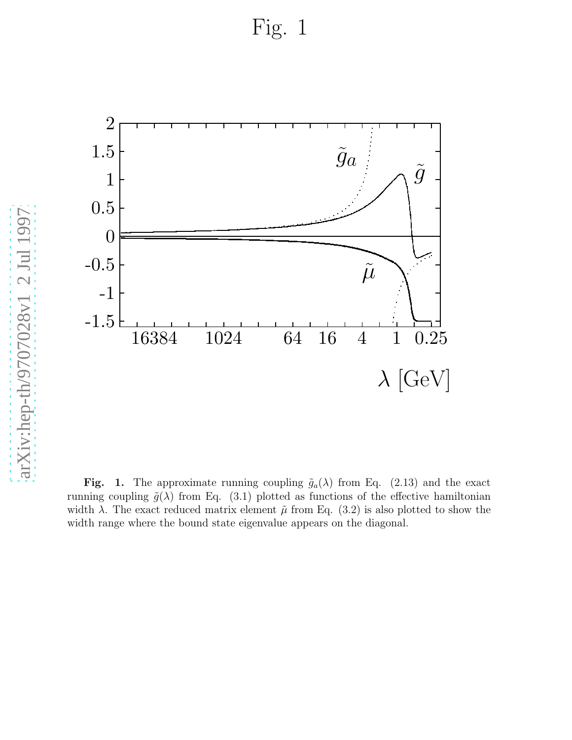Fig. 1

**Fig. 1.** The approximate running coupling $\tilde{g}_a(\lambda)$ from Eq. (2.13) and the exact running coupling $\tilde{g}(\lambda)$ from Eq. (3.1) plotted as functions of the effective hamiltonian width $\lambda$. The exact reduced matrix element $\tilde{\mu}$ from Eq. (3.2) is also plotted to show the width range where the bound state eigenvalue appears on the diagonal.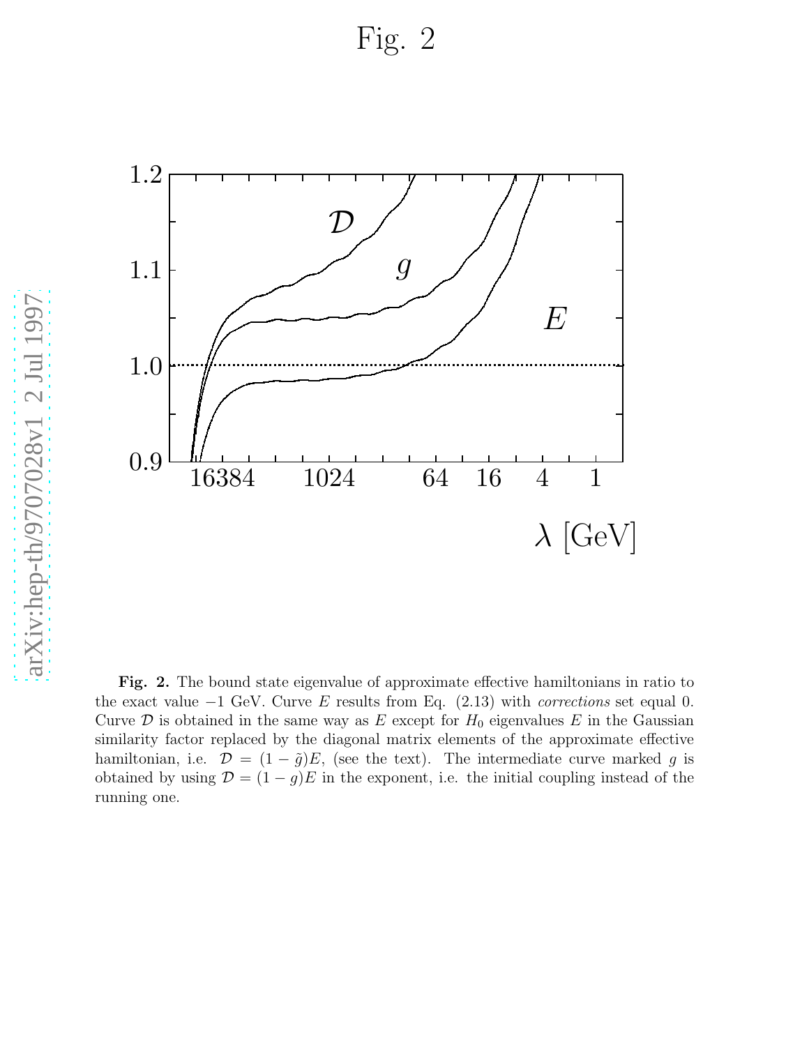# Fig. 2

**Fig. 2.** The bound state eigenvalue of approximate effective hamiltonians in ratio to the exact value $-1$ GeV. Curve $E$ results from Eq. (2.13) with *corrections* set equal 0. Curve $\mathcal{D}$ is obtained in the same way as $E$ except for $H_0$ eigenvalues $E$ in the Gaussian similarity factor replaced by the diagonal matrix elements of the approximate effective hamiltonian, i.e. $\mathcal{D} = (1 - \tilde{g})E$, (see the text). The intermediate curve marked $g$ is obtained by using $\mathcal{D} = (1 - g)E$ in the exponent, i.e. the initial coupling instead of the running one.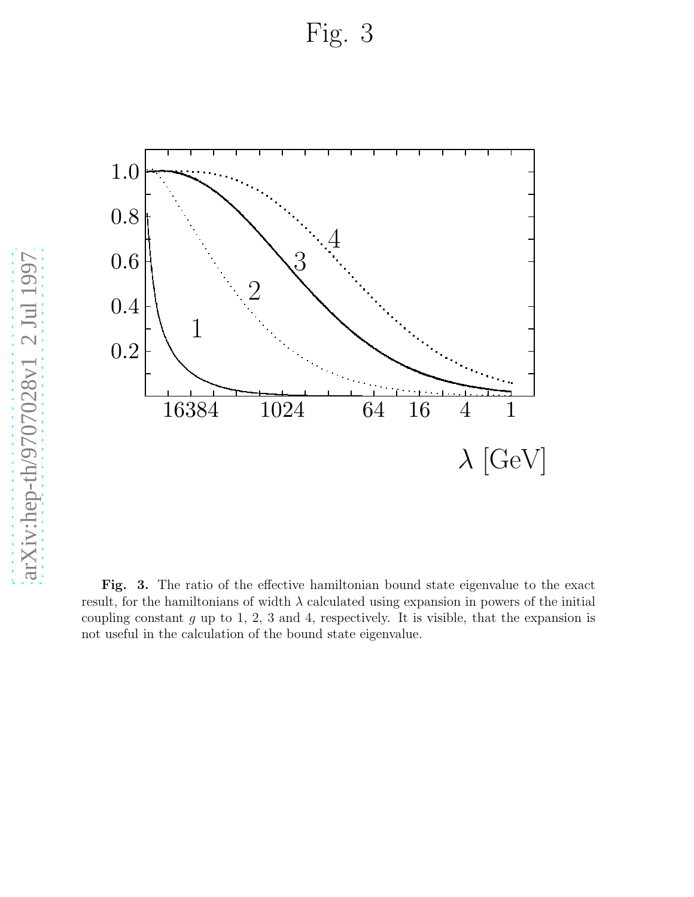Fig. 3

**Fig. 3.** The ratio of the effective hamiltonian bound state eigenvalue to the exact result, for the hamiltonians of width $\lambda$ calculated using expansion in powers of the initial coupling constant $g$ up to 1, 2, 3 and 4, respectively. It is visible, that the expansion is not useful in the calculation of the bound state eigenvalue.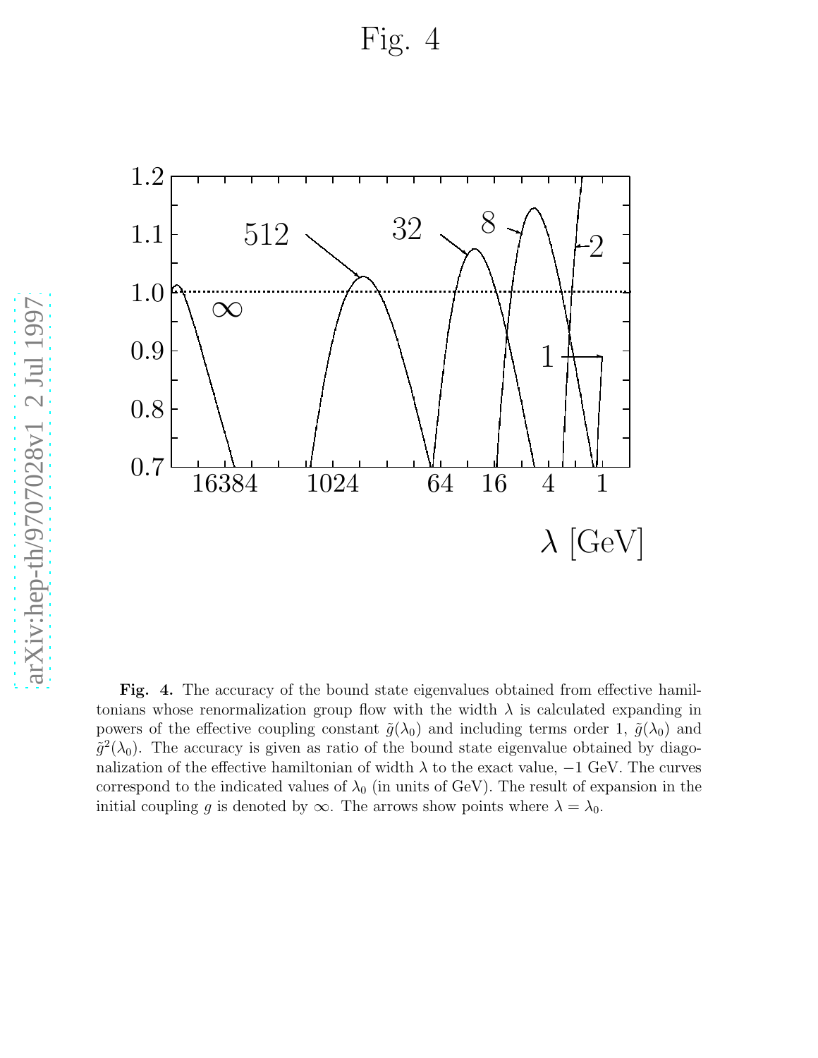# Fig. 4

**Fig. 4.** The accuracy of the bound state eigenvalues obtained from effective hamiltonians whose renormalization group flow with the width $\lambda$ is calculated expanding in powers of the effective coupling constant $\tilde{g}(\lambda_0)$ and including terms order 1, $\tilde{g}(\lambda_0)$ and $\tilde{g}^2(\lambda_0)$. The accuracy is given as ratio of the bound state eigenvalue obtained by diagonalization of the effective hamiltonian of width $\lambda$ to the exact value, $-1$ GeV. The curves correspond to the indicated values of $\lambda_0$ (in units of GeV). The result of expansion in the initial coupling $g$ is denoted by $\infty$. The arrows show points where $\lambda = \lambda_0$.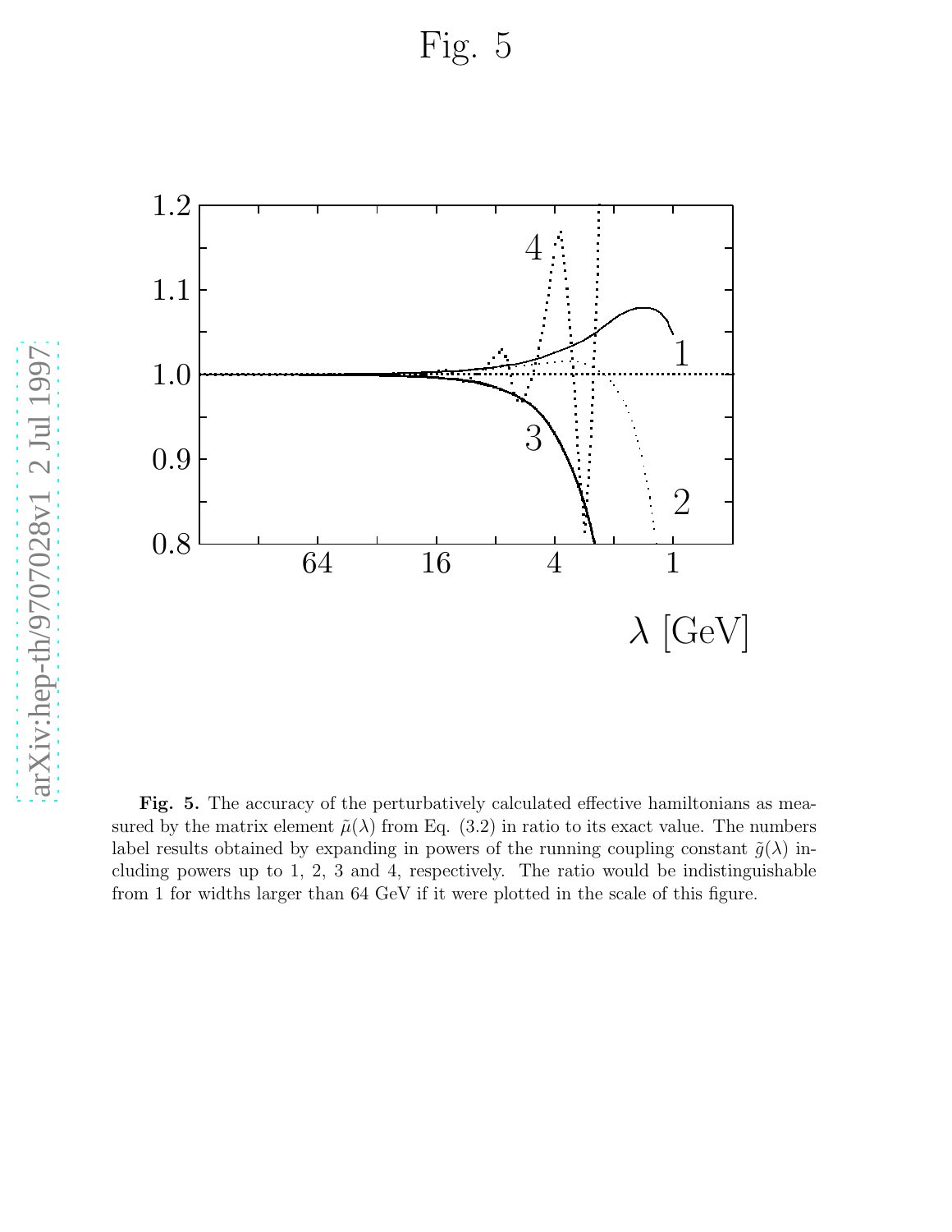Fig. 5

**Fig. 5.** The accuracy of the perturbatively calculated effective hamiltonians as measured by the matrix element $\tilde{\mu}(\lambda)$ from Eq. (3.2) in ratio to its exact value. The numbers label results obtained by expanding in powers of the running coupling constant $\tilde{g}(\lambda)$ including powers up to 1, 2, 3 and 4, respectively. The ratio would be indistinguishable from 1 for widths larger than 64 GeV if it were plotted in the scale of this figure.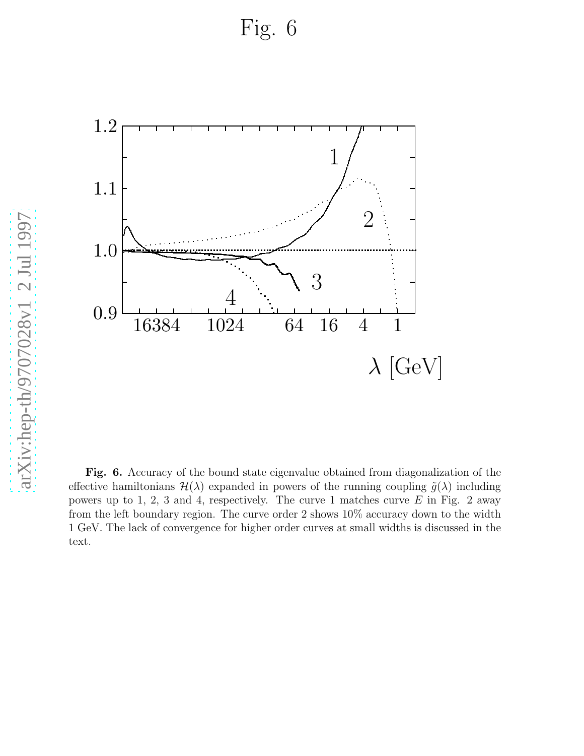Fig. 6

**Fig. 6.** Accuracy of the bound state eigenvalue obtained from diagonalization of the effective hamiltonians $\mathcal{H}(\lambda)$ expanded in powers of the running coupling $\tilde{g}(\lambda)$ including powers up to 1, 2, 3 and 4, respectively. The curve 1 matches curve $E$ in Fig. 2 away from the left boundary region. The curve order 2 shows 10% accuracy down to the width 1 GeV. The lack of convergence for higher order curves at small widths is discussed in the text.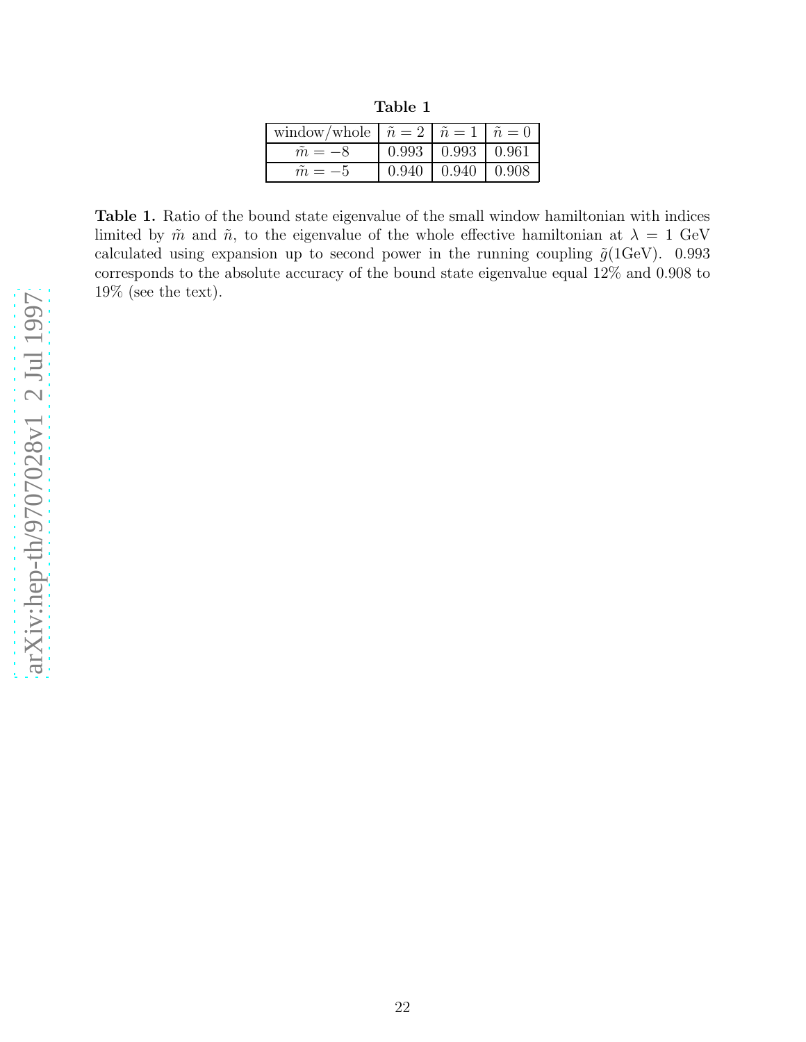**Table 1**

| window/whole | $\tilde{n} = 2$ | $\tilde{n} = 1$ | $\tilde{n} = 0$ |
|---|---|---|---|
| $\tilde{m} = -8$ | 0.993 | 0.993 | 0.961 |
| $\tilde{m} = -5$ | 0.940 | 0.940 | 0.908 |

**Table 1.** Ratio of the bound state eigenvalue of the small window hamiltonian with indices limited by $\tilde{m}$ and $\tilde{n}$, to the eigenvalue of the whole effective hamiltonian at $\lambda = 1$ GeV calculated using expansion up to second power in the running coupling $\tilde{g}(1\text{GeV})$. 0.993 corresponds to the absolute accuracy of the bound state eigenvalue equal 12% and 0.908 to 19% (see the text).